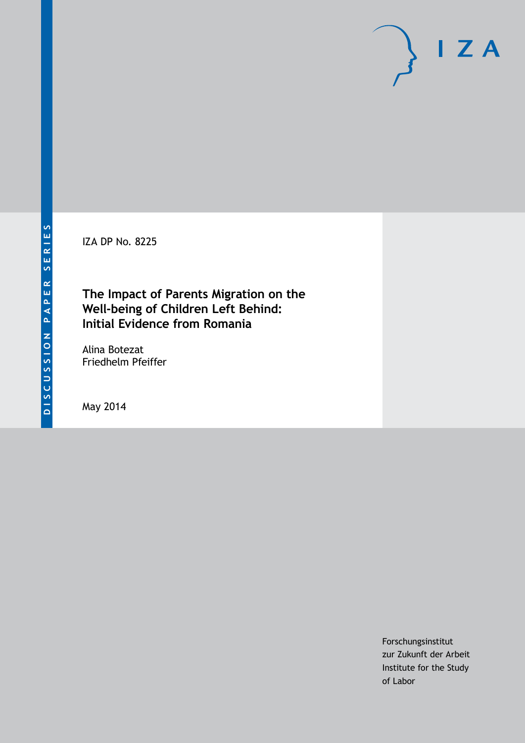DISCUSSION PAPER SERIES

IZA DP No. 8225

# The Impact of Parents Migration on the Well-being of Children Left Behind: Initial Evidence from Romania

Alina Botezat
Friedhelm Pfeiffer

May 2014

Forschungsinstitut
zur Zukunft der Arbeit
Institute for the Study
of Labor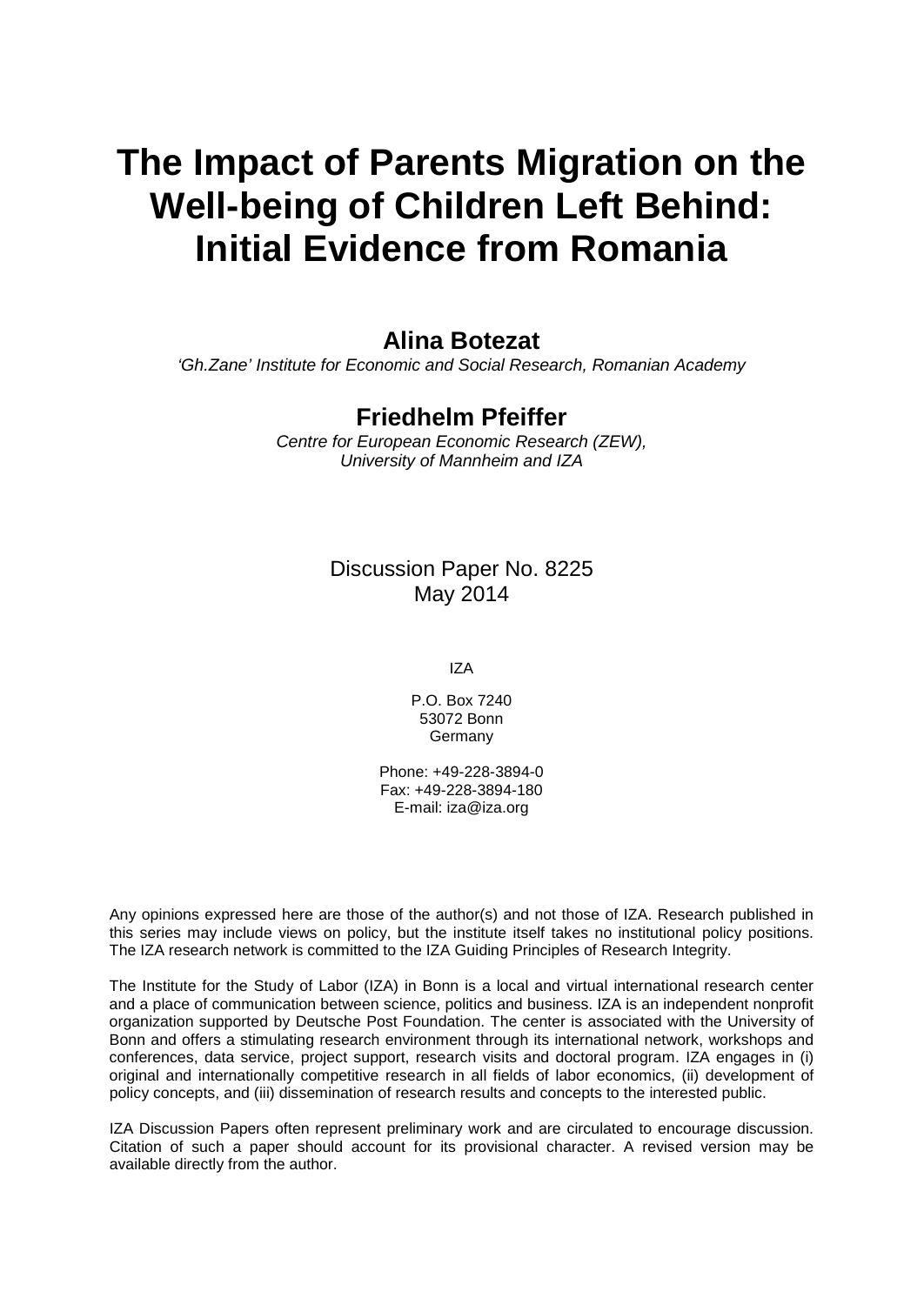# The Impact of Parents Migration on the Well-being of Children Left Behind: Initial Evidence from Romania

**Alina Botezat**

*'Gh.Zane' Institute for Economic and Social Research, Romanian Academy*

**Friedhelm Pfeiffer**

*Centre for European Economic Research (ZEW), University of Mannheim and IZA*

Discussion Paper No. 8225
May 2014

IZA

P.O. Box 7240
53072 Bonn
Germany

Phone: +49-228-3894-0
Fax: +49-228-3894-180
E-mail: iza@iza.org

Any opinions expressed here are those of the author(s) and not those of IZA. Research published in this series may include views on policy, but the institute itself takes no institutional policy positions. The IZA research network is committed to the IZA Guiding Principles of Research Integrity.

The Institute for the Study of Labor (IZA) in Bonn is a local and virtual international research center and a place of communication between science, politics and business. IZA is an independent nonprofit organization supported by Deutsche Post Foundation. The center is associated with the University of Bonn and offers a stimulating research environment through its international network, workshops and conferences, data service, project support, research visits and doctoral program. IZA engages in (i) original and internationally competitive research in all fields of labor economics, (ii) development of policy concepts, and (iii) dissemination of research results and concepts to the interested public.

IZA Discussion Papers often represent preliminary work and are circulated to encourage discussion. Citation of such a paper should account for its provisional character. A revised version may be available directly from the author.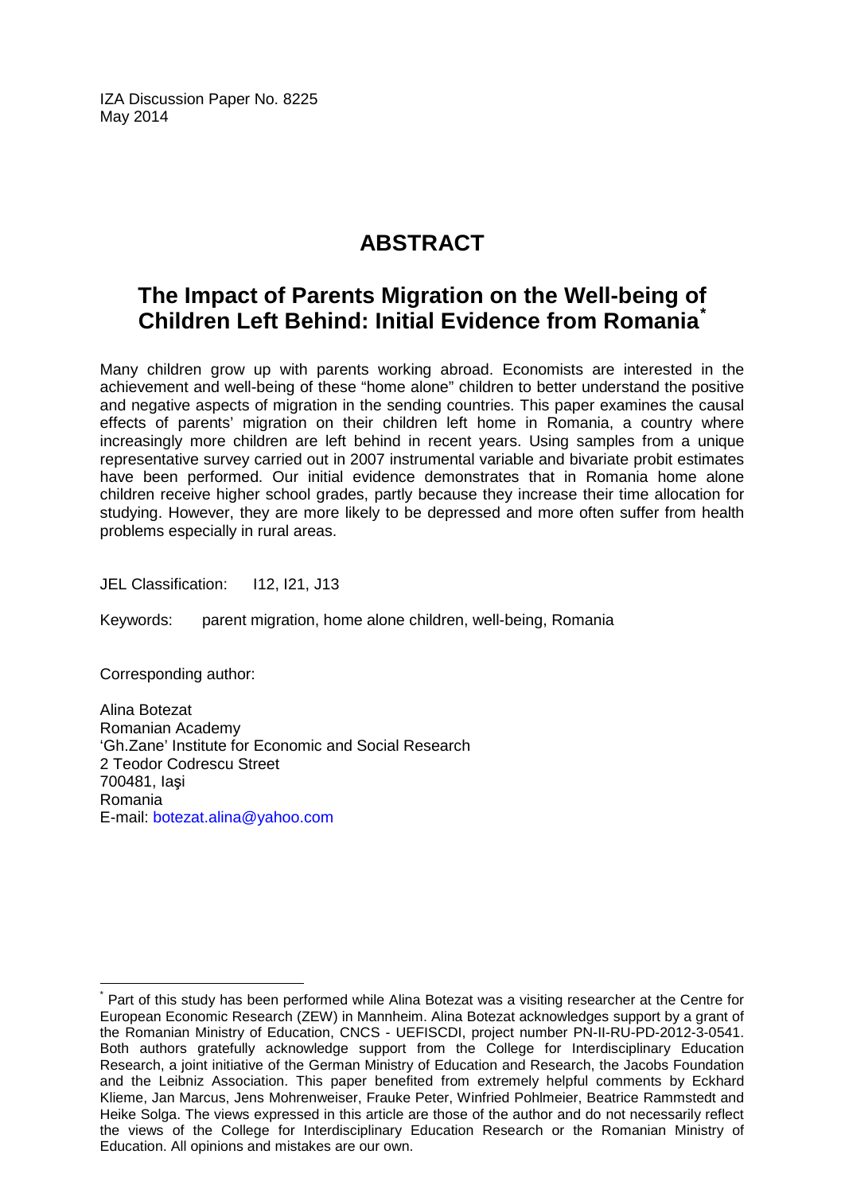IZA Discussion Paper No. 8225
May 2014

# ABSTRACT

## The Impact of Parents Migration on the Well-being of Children Left Behind: Initial Evidence from Romania[*]

Many children grow up with parents working abroad. Economists are interested in the achievement and well-being of these "home alone" children to better understand the positive and negative aspects of migration in the sending countries. This paper examines the causal effects of parents' migration on their children left home in Romania, a country where increasingly more children are left behind in recent years. Using samples from a unique representative survey carried out in 2007 instrumental variable and bivariate probit estimates have been performed. Our initial evidence demonstrates that in Romania home alone children receive higher school grades, partly because they increase their time allocation for studying. However, they are more likely to be depressed and more often suffer from health problems especially in rural areas.

JEL Classification: I12, I21, J13

Keywords: parent migration, home alone children, well-being, Romania

Corresponding author:

Alina Botezat
Romanian Academy
'Gh.Zane' Institute for Economic and Social Research
2 Teodor Codrescu Street
700481, Iaşi
Romania
E-mail: botezat.alina@yahoo.com

---

[*] Part of this study has been performed while Alina Botezat was a visiting researcher at the Centre for European Economic Research (ZEW) in Mannheim. Alina Botezat acknowledges support by a grant of the Romanian Ministry of Education, CNCS - UEFISCDI, project number PN-II-RU-PD-2012-3-0541. Both authors gratefully acknowledge support from the College for Interdisciplinary Education Research, a joint initiative of the German Ministry of Education and Research, the Jacobs Foundation and the Leibniz Association. This paper benefited from extremely helpful comments by Eckhard Klieme, Jan Marcus, Jens Mohrenweiser, Frauke Peter, Winfried Pohlmeier, Beatrice Rammstedt and Heike Solga. The views expressed in this article are those of the author and do not necessarily reflect the views of the College for Interdisciplinary Education Research or the Romanian Ministry of Education. All opinions and mistakes are our own.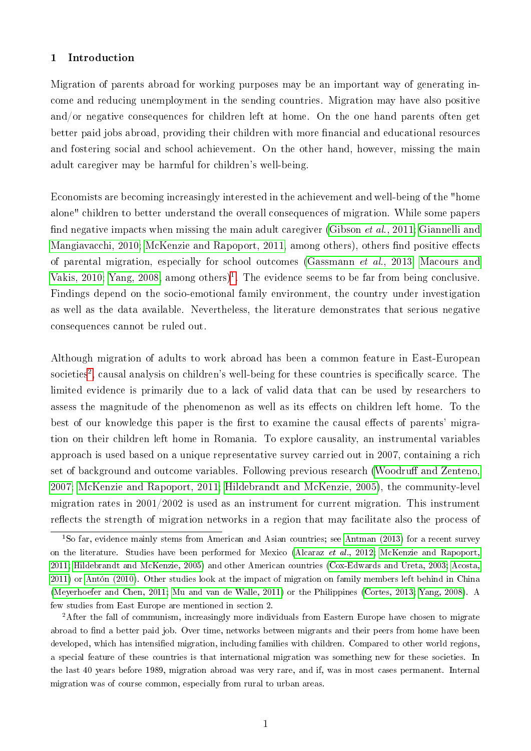## 1 Introduction

Migration of parents abroad for working purposes may be an important way of generating income and reducing unemployment in the sending countries. Migration may have also positive and/or negative consequences for children left at home. On the one hand parents often get better paid jobs abroad, providing their children with more financial and educational resources and fostering social and school achievement. On the other hand, however, missing the main adult caregiver may be harmful for children's well-being.

Economists are becoming increasingly interested in the achievement and well-being of the "home alone" children to better understand the overall consequences of migration. While some papers find negative impacts when missing the main adult caregiver (Gibson *et al.*, 2011; Giannelli and Mangiavacchi, 2010; McKenzie and Rapoport, 2011, among others), others find positive effects of parental migration, especially for school outcomes (Gassmann *et al.*, 2013; Macours and Vakis, 2010; Yang, 2008; among others)[1]. The evidence seems to be far from being conclusive. Findings depend on the socio-emotional family environment, the country under investigation as well as the data available. Nevertheless, the literature demonstrates that serious negative consequences cannot be ruled out.

Although migration of adults to work abroad has been a common feature in East-European societies[2], causal analysis on children's well-being for these countries is specifically scarce. The limited evidence is primarily due to a lack of valid data that can be used by researchers to assess the magnitude of the phenomenon as well as its effects on children left home. To the best of our knowledge this paper is the first to examine the causal effects of parents' migration on their children left home in Romania. To explore causality, an instrumental variables approach is used based on a unique representative survey carried out in 2007, containing a rich set of background and outcome variables. Following previous research (Woodruff and Zenteno, 2007; McKenzie and Rapoport, 2011; Hildebrandt and McKenzie, 2005), the community-level migration rates in 2001/2002 is used as an instrument for current migration. This instrument reflects the strength of migration networks in a region that may facilitate also the process of

[1] So far, evidence mainly stems from American and Asian countries; see Antman (2013) for a recent survey on the literature. Studies have been performed for Mexico (Alcaraz *et al.*, 2012; McKenzie and Rapoport, 2011; Hildebrandt and McKenzie, 2005) and other American countries (Cox-Edwards and Ureta, 2003; Acosta, 2011) or Antón (2010). Other studies look at the impact of migration on family members left behind in China (Meyerhoefer and Chen, 2011; Mu and van de Walle, 2011) or the Philippines (Cortes, 2013; Yang, 2008). A few studies from East Europe are mentioned in section 2.

[2] After the fall of communism, increasingly more individuals from Eastern Europe have chosen to migrate abroad to find a better paid job. Over time, networks between migrants and their peers from home have been developed, which has intensified migration, including families with children. Compared to other world regions, a special feature of these countries is that international migration was something new for these societies. In the last 40 years before 1989, migration abroad was very rare, and if, was in most cases permanent. Internal migration was of course common, especially from rural to urban areas.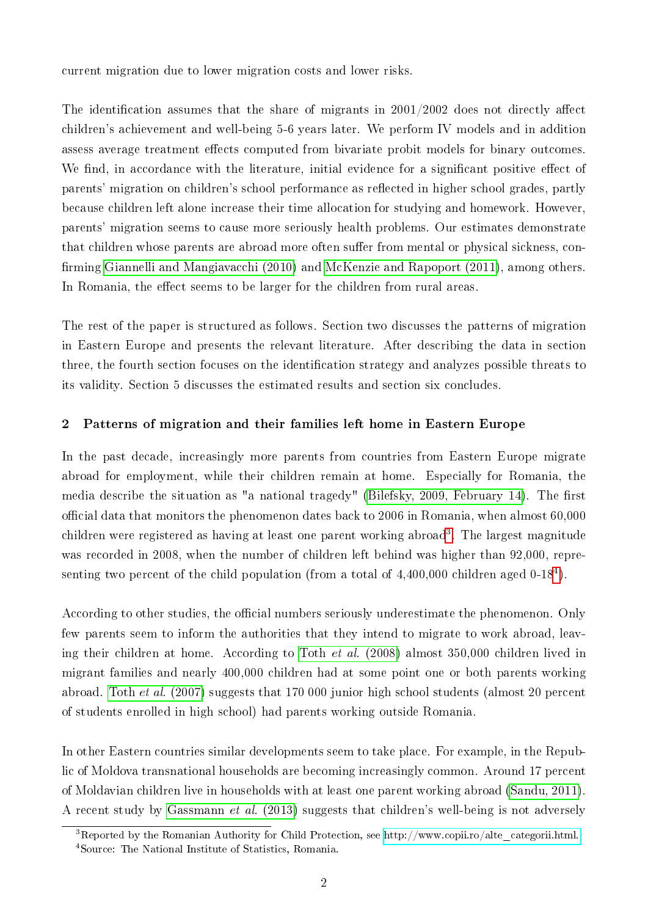current migration due to lower migration costs and lower risks.

The identification assumes that the share of migrants in 2001/2002 does not directly affect children's achievement and well-being 5-6 years later. We perform IV models and in addition assess average treatment effects computed from bivariate probit models for binary outcomes. We find, in accordance with the literature, initial evidence for a significant positive effect of parents' migration on children's school performance as reflected in higher school grades, partly because children left alone increase their time allocation for studying and homework. However, parents' migration seems to cause more seriously health problems. Our estimates demonstrate that children whose parents are abroad more often suffer from mental or physical sickness, confirming Giannelli and Mangiavacchi (2010) and McKenzie and Rapoport (2011), among others. In Romania, the effect seems to be larger for the children from rural areas.

The rest of the paper is structured as follows. Section two discusses the patterns of migration in Eastern Europe and presents the relevant literature. After describing the data in section three, the fourth section focuses on the identification strategy and analyzes possible threats to its validity. Section 5 discusses the estimated results and section six concludes.

## 2 Patterns of migration and their families left home in Eastern Europe

In the past decade, increasingly more parents from countries from Eastern Europe migrate abroad for employment, while their children remain at home. Especially for Romania, the media describe the situation as "a national tragedy" (Bilefsky, 2009, February 14). The first official data that monitors the phenomenon dates back to 2006 in Romania, when almost 60,000 children were registered as having at least one parent working abroad[3]. The largest magnitude was recorded in 2008, when the number of children left behind was higher than 92,000, representing two percent of the child population (from a total of 4,400,000 children aged 0-18[4]).

According to other studies, the official numbers seriously underestimate the phenomenon. Only few parents seem to inform the authorities that they intend to migrate to work abroad, leaving their children at home. According to Toth *et al.* (2008) almost 350,000 children lived in migrant families and nearly 400,000 children had at some point one or both parents working abroad. Toth *et al.* (2007) suggests that 170 000 junior high school students (almost 20 percent of students enrolled in high school) had parents working outside Romania.

In other Eastern countries similar developments seem to take place. For example, in the Republic of Moldova transnational households are becoming increasingly common. Around 17 percent of Moldavian children live in households with at least one parent working abroad (Sandu, 2011). A recent study by Gassmann *et al.* (2013) suggests that children's well-being is not adversely

[3] Reported by the Romanian Authority for Child Protection, see http://www.copii.ro/alte_categorii.html.

[4] Source: The National Institute of Statistics, Romania.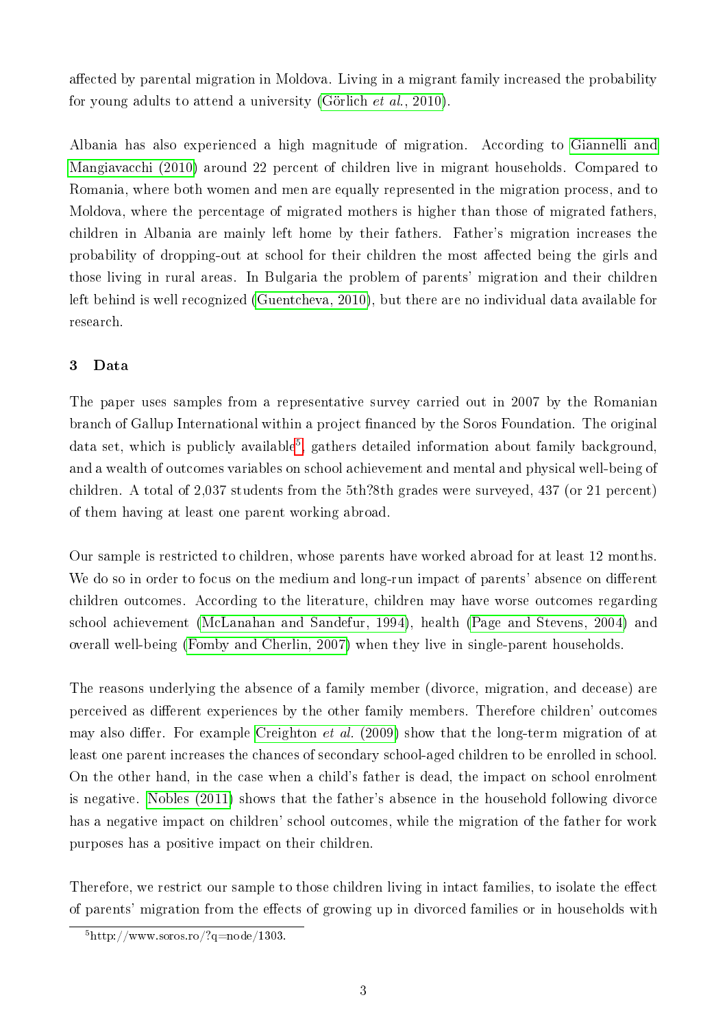affected by parental migration in Moldova. Living in a migrant family increased the probability for young adults to attend a university (Görlich *et al.*, 2010).

Albania has also experienced a high magnitude of migration. According to Giannelli and Mangiavacchi (2010) around 22 percent of children live in migrant households. Compared to Romania, where both women and men are equally represented in the migration process, and to Moldova, where the percentage of migrated mothers is higher than those of migrated fathers, children in Albania are mainly left home by their fathers. Father's migration increases the probability of dropping-out at school for their children the most affected being the girls and those living in rural areas. In Bulgaria the problem of parents' migration and their children left behind is well recognized (Guentcheva, 2010), but there are no individual data available for research.

## 3 Data

The paper uses samples from a representative survey carried out in 2007 by the Romanian branch of Gallup International within a project financed by the Soros Foundation. The original data set, which is publicly available[5], gathers detailed information about family background, and a wealth of outcomes variables on school achievement and mental and physical well-being of children. A total of 2,037 students from the 5th?8th grades were surveyed, 437 (or 21 percent) of them having at least one parent working abroad.

Our sample is restricted to children, whose parents have worked abroad for at least 12 months. We do so in order to focus on the medium and long-run impact of parents' absence on different children outcomes. According to the literature, children may have worse outcomes regarding school achievement (McLanahan and Sandefur, 1994), health (Page and Stevens, 2004) and overall well-being (Fomby and Cherlin, 2007) when they live in single-parent households.

The reasons underlying the absence of a family member (divorce, migration, and decease) are perceived as different experiences by the other family members. Therefore children' outcomes may also differ. For example Creighton *et al.* (2009) show that the long-term migration of at least one parent increases the chances of secondary school-aged children to be enrolled in school. On the other hand, in the case when a child's father is dead, the impact on school enrolment is negative. Nobles (2011) shows that the father's absence in the household following divorce has a negative impact on children' school outcomes, while the migration of the father for work purposes has a positive impact on their children.

Therefore, we restrict our sample to those children living in intact families, to isolate the effect of parents' migration from the effects of growing up in divorced families or in households with

[5] http://www.soros.ro/?q=node/1303.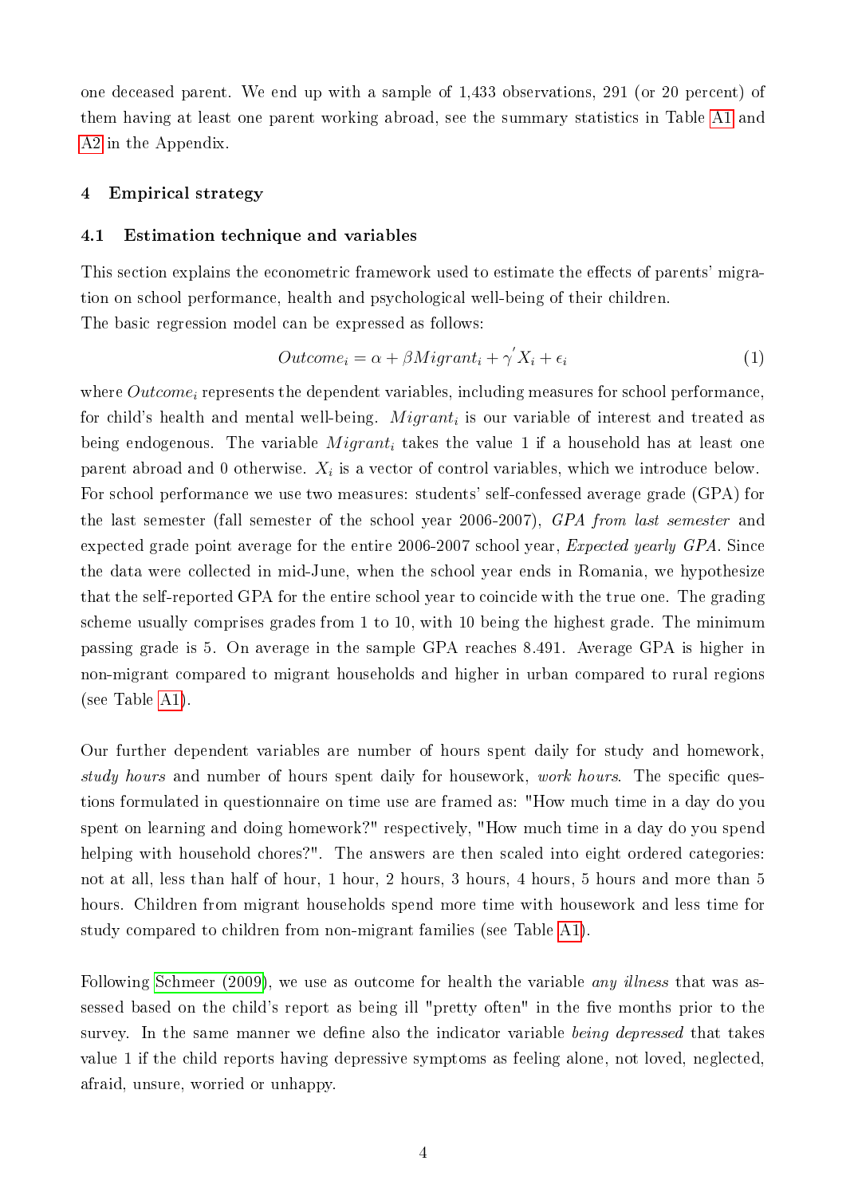one deceased parent. We end up with a sample of 1,433 observations, 291 (or 20 percent) of them having at least one parent working abroad, see the summary statistics in Table A1 and A2 in the Appendix.

## 4 Empirical strategy

### 4.1 Estimation technique and variables

This section explains the econometric framework used to estimate the effects of parents' migration on school performance, health and psychological well-being of their children.
The basic regression model can be expressed as follows:

$$Outcome_i = \alpha + \beta Migrant_i + \gamma' X_i + \epsilon_i \tag{1}$$

where $Outcome_i$ represents the dependent variables, including measures for school performance, for child's health and mental well-being. $Migrant_i$ is our variable of interest and treated as being endogenous. The variable $Migrant_i$ takes the value 1 if a household has at least one parent abroad and 0 otherwise. $X_i$ is a vector of control variables, which we introduce below. For school performance we use two measures: students' self-confessed average grade (GPA) for the last semester (fall semester of the school year 2006-2007), *GPA from last semester* and expected grade point average for the entire 2006-2007 school year, *Expected yearly GPA*. Since the data were collected in mid-June, when the school year ends in Romania, we hypothesize that the self-reported GPA for the entire school year to coincide with the true one. The grading scheme usually comprises grades from 1 to 10, with 10 being the highest grade. The minimum passing grade is 5. On average in the sample GPA reaches 8.491. Average GPA is higher in non-migrant compared to migrant households and higher in urban compared to rural regions (see Table A1).

Our further dependent variables are number of hours spent daily for study and homework, *study hours* and number of hours spent daily for housework, *work hours*. The specific questions formulated in questionnaire on time use are framed as: "How much time in a day do you spent on learning and doing homework?" respectively, "How much time in a day do you spend helping with household chores?". The answers are then scaled into eight ordered categories: not at all, less than half of hour, 1 hour, 2 hours, 3 hours, 4 hours, 5 hours and more than 5 hours. Children from migrant households spend more time with housework and less time for study compared to children from non-migrant families (see Table A1).

Following Schmeer (2009), we use as outcome for health the variable *any illness* that was assessed based on the child's report as being ill "pretty often" in the five months prior to the survey. In the same manner we define also the indicator variable *being depressed* that takes value 1 if the child reports having depressive symptoms as feeling alone, not loved, neglected, afraid, unsure, worried or unhappy.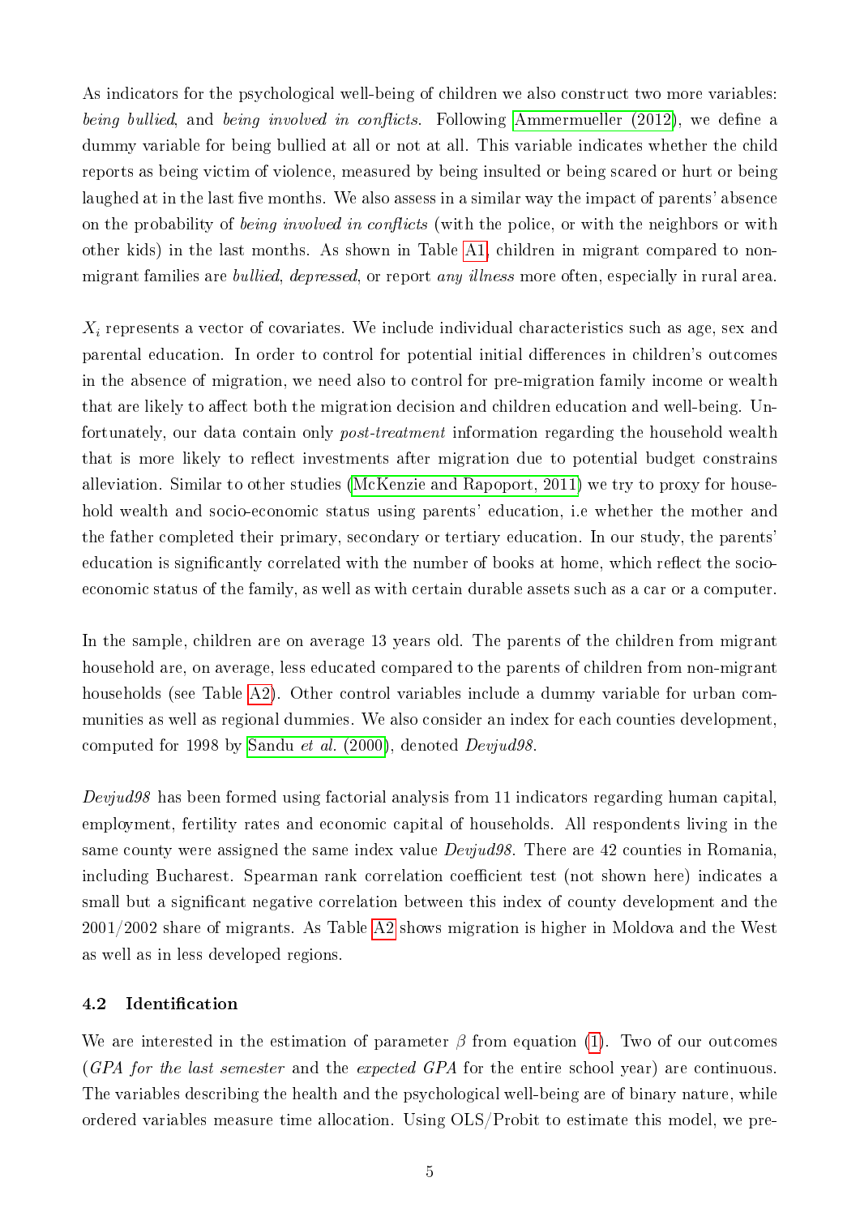As indicators for the psychological well-being of children we also construct two more variables: *being bullied*, and *being involved in conflicts*. Following Ammermueller (2012), we define a dummy variable for being bullied at all or not at all. This variable indicates whether the child reports as being victim of violence, measured by being insulted or being scared or hurt or being laughed at in the last five months. We also assess in a similar way the impact of parents' absence on the probability of *being involved in conflicts* (with the police, or with the neighbors or with other kids) in the last months. As shown in Table A1, children in migrant compared to non-migrant families are *bullied*, *depressed*, or report *any illness* more often, especially in rural area.

$X_i$ represents a vector of covariates. We include individual characteristics such as age, sex and parental education. In order to control for potential initial differences in children's outcomes in the absence of migration, we need also to control for pre-migration family income or wealth that are likely to affect both the migration decision and children education and well-being. Unfortunately, our data contain only *post-treatment* information regarding the household wealth that is more likely to reflect investments after migration due to potential budget constrains alleviation. Similar to other studies (McKenzie and Rapoport, 2011) we try to proxy for household wealth and socio-economic status using parents' education, i.e whether the mother and the father completed their primary, secondary or tertiary education. In our study, the parents' education is significantly correlated with the number of books at home, which reflect the socio-economic status of the family, as well as with certain durable assets such as a car or a computer.

In the sample, children are on average 13 years old. The parents of the children from migrant household are, on average, less educated compared to the parents of children from non-migrant households (see Table A2). Other control variables include a dummy variable for urban communities as well as regional dummies. We also consider an index for each counties development, computed for 1998 by Sandu *et al.* (2000), denoted *Devjud98*.

*Devjud98* has been formed using factorial analysis from 11 indicators regarding human capital, employment, fertility rates and economic capital of households. All respondents living in the same county were assigned the same index value *Devjud98*. There are 42 counties in Romania, including Bucharest. Spearman rank correlation coefficient test (not shown here) indicates a small but a significant negative correlation between this index of county development and the 2001/2002 share of migrants. As Table A2 shows migration is higher in Moldova and the West as well as in less developed regions.

### 4.2 Identification

We are interested in the estimation of parameter $\beta$ from equation (1). Two of our outcomes (*GPA for the last semester* and the *expected GPA* for the entire school year) are continuous. The variables describing the health and the psychological well-being are of binary nature, while ordered variables measure time allocation. Using OLS/Probit to estimate this model, we pre-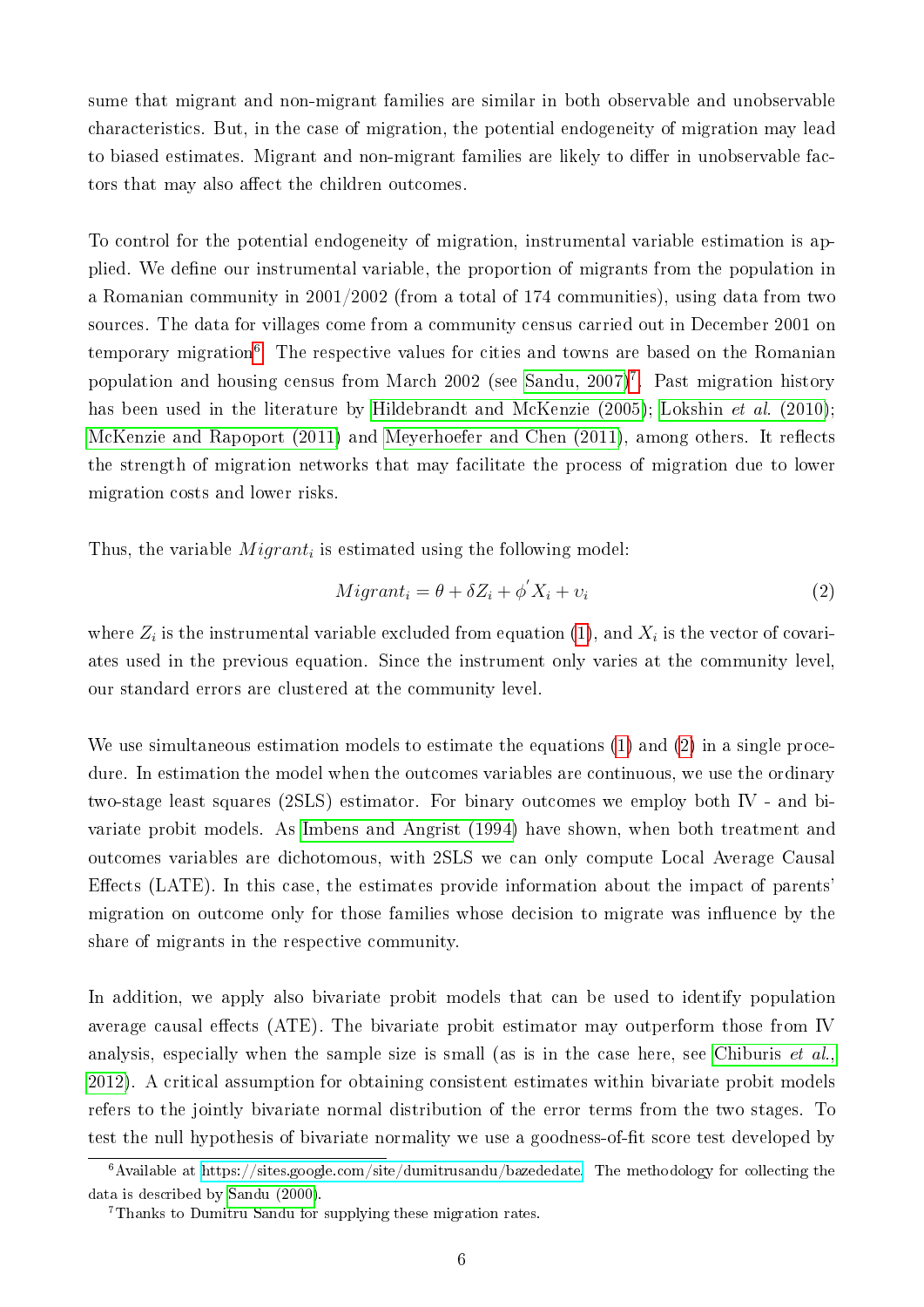sume that migrant and non-migrant families are similar in both observable and unobservable characteristics. But, in the case of migration, the potential endogeneity of migration may lead to biased estimates. Migrant and non-migrant families are likely to differ in unobservable factors that may also affect the children outcomes.

To control for the potential endogeneity of migration, instrumental variable estimation is applied. We define our instrumental variable, the proportion of migrants from the population in a Romanian community in 2001/2002 (from a total of 174 communities), using data from two sources. The data for villages come from a community census carried out in December 2001 on temporary migration[6]. The respective values for cities and towns are based on the Romanian population and housing census from March 2002 (see Sandu, 2007)[7]. Past migration history has been used in the literature by Hildebrandt and McKenzie (2005); Lokshin *et al.* (2010); McKenzie and Rapoport (2011) and Meyerhoefer and Chen (2011), among others. It reflects the strength of migration networks that may facilitate the process of migration due to lower migration costs and lower risks.

Thus, the variable $Migrant_i$ is estimated using the following model:

$$Migrant_i = \theta + \delta Z_i + \phi' X_i + \upsilon_i \tag{2}$$

where $Z_i$ is the instrumental variable excluded from equation (1), and $X_i$ is the vector of covariates used in the previous equation. Since the instrument only varies at the community level, our standard errors are clustered at the community level.

We use simultaneous estimation models to estimate the equations (1) and (2) in a single procedure. In estimation the model when the outcomes variables are continuous, we use the ordinary two-stage least squares (2SLS) estimator. For binary outcomes we employ both IV - and bivariate probit models. As Imbens and Angrist (1994) have shown, when both treatment and outcomes variables are dichotomous, with 2SLS we can only compute Local Average Causal Effects (LATE). In this case, the estimates provide information about the impact of parents' migration on outcome only for those families whose decision to migrate was influence by the share of migrants in the respective community.

In addition, we apply also bivariate probit models that can be used to identify population average causal effects (ATE). The bivariate probit estimator may outperform those from IV analysis, especially when the sample size is small (as is in the case here, see Chiburis *et al.*, 2012). A critical assumption for obtaining consistent estimates within bivariate probit models refers to the jointly bivariate normal distribution of the error terms from the two stages. To test the null hypothesis of bivariate normality we use a goodness-of-fit score test developed by

[6] Available at https://sites.google.com/site/dumitrusandu/bazededate. The methodology for collecting the data is described by Sandu (2000).

[7] Thanks to Dumitru Sandu for supplying these migration rates.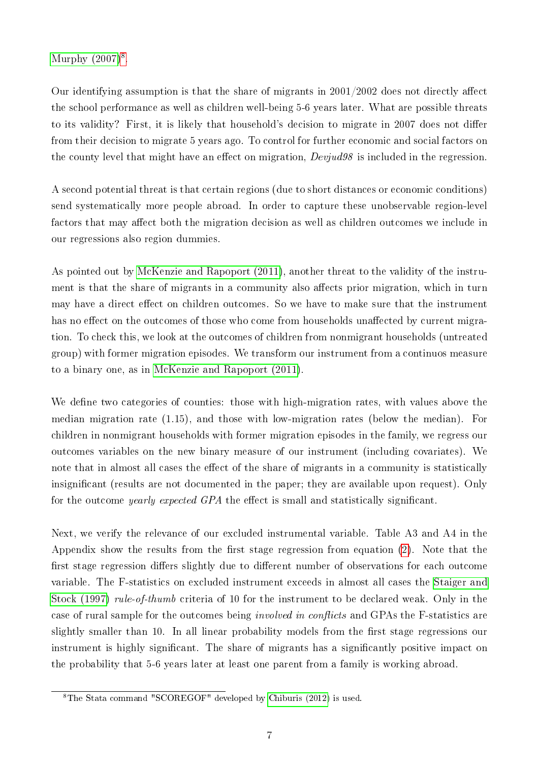Murphy (2007)[8].

Our identifying assumption is that the share of migrants in 2001/2002 does not directly affect the school performance as well as children well-being 5-6 years later. What are possible threats to its validity? First, it is likely that household's decision to migrate in 2007 does not differ from their decision to migrate 5 years ago. To control for further economic and social factors on the county level that might have an effect on migration, *Devjud98* is included in the regression.

A second potential threat is that certain regions (due to short distances or economic conditions) send systematically more people abroad. In order to capture these unobservable region-level factors that may affect both the migration decision as well as children outcomes we include in our regressions also region dummies.

As pointed out by McKenzie and Rapoport (2011), another threat to the validity of the instrument is that the share of migrants in a community also affects prior migration, which in turn may have a direct effect on children outcomes. So we have to make sure that the instrument has no effect on the outcomes of those who come from households unaffected by current migration. To check this, we look at the outcomes of children from nonmigrant households (untreated group) with former migration episodes. We transform our instrument from a continuos measure to a binary one, as in McKenzie and Rapoport (2011).

We define two categories of counties: those with high-migration rates, with values above the median migration rate (1.15), and those with low-migration rates (below the median). For children in nonmigrant households with former migration episodes in the family, we regress our outcomes variables on the new binary measure of our instrument (including covariates). We note that in almost all cases the effect of the share of migrants in a community is statistically insignificant (results are not documented in the paper; they are available upon request). Only for the outcome *yearly expected GPA* the effect is small and statistically significant.

Next, we verify the relevance of our excluded instrumental variable. Table A3 and A4 in the Appendix show the results from the first stage regression from equation (2). Note that the first stage regression differs slightly due to different number of observations for each outcome variable. The F-statistics on excluded instrument exceeds in almost all cases the Staiger and Stock (1997) *rule-of-thumb* criteria of 10 for the instrument to be declared weak. Only in the case of rural sample for the outcomes being *involved in conflicts* and GPAs the F-statistics are slightly smaller than 10. In all linear probability models from the first stage regressions our instrument is highly significant. The share of migrants has a significantly positive impact on the probability that 5-6 years later at least one parent from a family is working abroad.

[8] The Stata command "SCOREGOF" developed by Chiburis (2012) is used.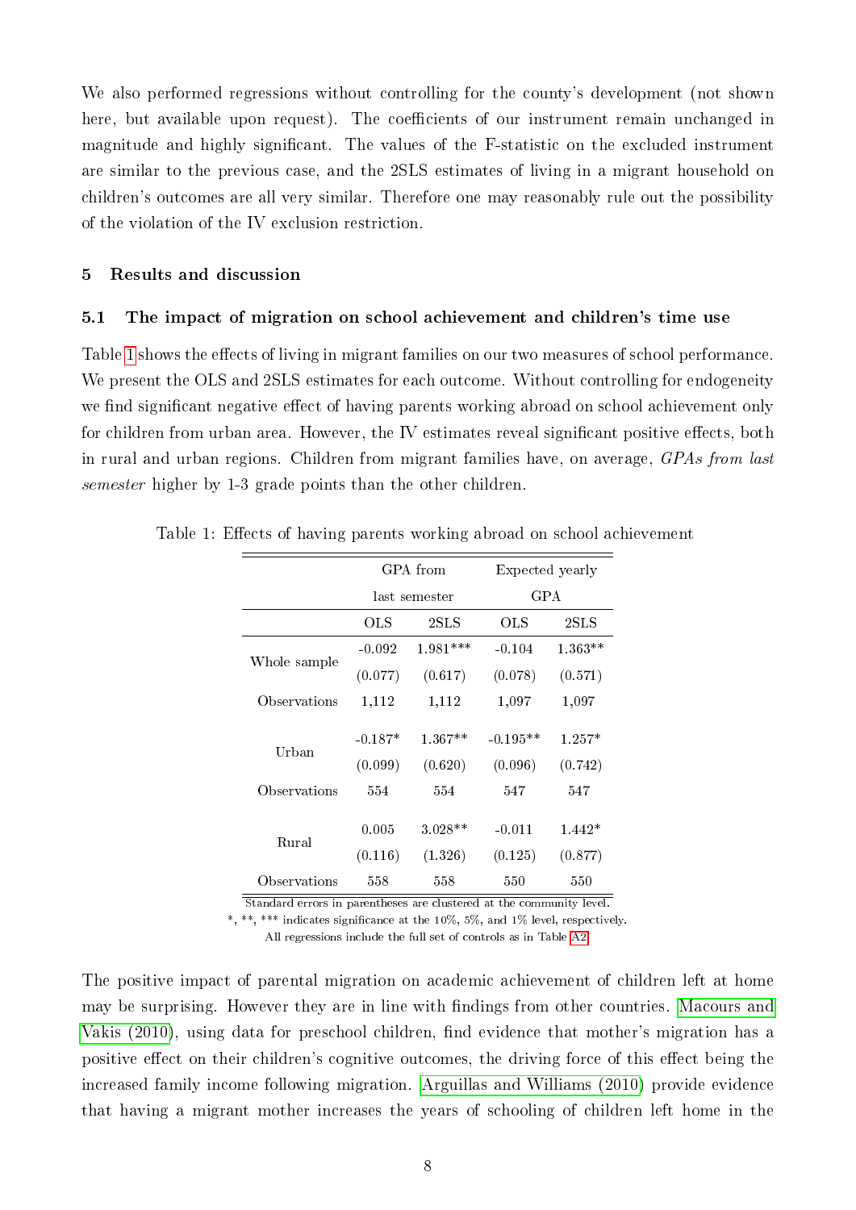We also performed regressions without controlling for the county's development (not shown here, but available upon request). The coefficients of our instrument remain unchanged in magnitude and highly significant. The values of the F-statistic on the excluded instrument are similar to the previous case, and the 2SLS estimates of living in a migrant household on children's outcomes are all very similar. Therefore one may reasonably rule out the possibility of the violation of the IV exclusion restriction.

## 5 Results and discussion

### 5.1 The impact of migration on school achievement and children's time use

Table 1 shows the effects of living in migrant families on our two measures of school performance. We present the OLS and 2SLS estimates for each outcome. Without controlling for endogeneity we find significant negative effect of having parents working abroad on school achievement only for children from urban area. However, the IV estimates reveal significant positive effects, both in rural and urban regions. Children from migrant families have, on average, *GPAs from last semester* higher by 1-3 grade points than the other children.

Table 1: Effects of having parents working abroad on school achievement

| | GPA from last semester | | Expected yearly GPA | |
|---|---|---|---|---|
| | OLS | 2SLS | OLS | 2SLS |
| Whole sample | -0.092 | 1.981*** | -0.104 | 1.363** |
| | (0.077) | (0.617) | (0.078) | (0.571) |
| Observations | 1,112 | 1,112 | 1,097 | 1,097 |
| Urban | -0.187* | 1.367** | -0.195** | 1.257* |
| | (0.099) | (0.620) | (0.096) | (0.742) |
| Observations | 554 | 554 | 547 | 547 |
| Rural | 0.005 | 3.028** | -0.011 | 1.442* |
| | (0.116) | (1.326) | (0.125) | (0.877) |
| Observations | 558 | 558 | 550 | 550 |

Standard errors in parentheses are clustered at the community level.
*, **, *** indicates significance at the 10%, 5%, and 1% level, respectively.
All regressions include the full set of controls as in Table A2.

The positive impact of parental migration on academic achievement of children left at home may be surprising. However they are in line with findings from other countries. Macours and Vakis (2010), using data for preschool children, find evidence that mother's migration has a positive effect on their children's cognitive outcomes, the driving force of this effect being the increased family income following migration. Arguillas and Williams (2010) provide evidence that having a migrant mother increases the years of schooling of children left home in the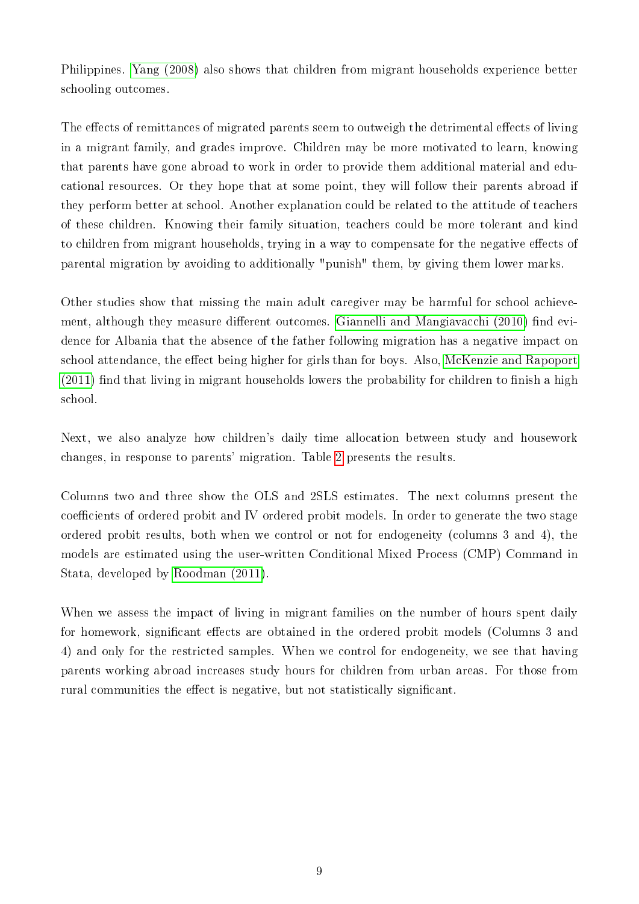Philippines. Yang (2008) also shows that children from migrant households experience better schooling outcomes.

The effects of remittances of migrated parents seem to outweigh the detrimental effects of living in a migrant family, and grades improve. Children may be more motivated to learn, knowing that parents have gone abroad to work in order to provide them additional material and educational resources. Or they hope that at some point, they will follow their parents abroad if they perform better at school. Another explanation could be related to the attitude of teachers of these children. Knowing their family situation, teachers could be more tolerant and kind to children from migrant households, trying in a way to compensate for the negative effects of parental migration by avoiding to additionally "punish" them, by giving them lower marks.

Other studies show that missing the main adult caregiver may be harmful for school achievement, although they measure different outcomes. Giannelli and Mangiavacchi (2010) find evidence for Albania that the absence of the father following migration has a negative impact on school attendance, the effect being higher for girls than for boys. Also, McKenzie and Rapoport (2011) find that living in migrant households lowers the probability for children to finish a high school.

Next, we also analyze how children's daily time allocation between study and housework changes, in response to parents' migration. Table 2 presents the results.

Columns two and three show the OLS and 2SLS estimates. The next columns present the coefficients of ordered probit and IV ordered probit models. In order to generate the two stage ordered probit results, both when we control or not for endogeneity (columns 3 and 4), the models are estimated using the user-written Conditional Mixed Process (CMP) Command in Stata, developed by Roodman (2011).

When we assess the impact of living in migrant families on the number of hours spent daily for homework, significant effects are obtained in the ordered probit models (Columns 3 and 4) and only for the restricted samples. When we control for endogeneity, we see that having parents working abroad increases study hours for children from urban areas. For those from rural communities the effect is negative, but not statistically significant.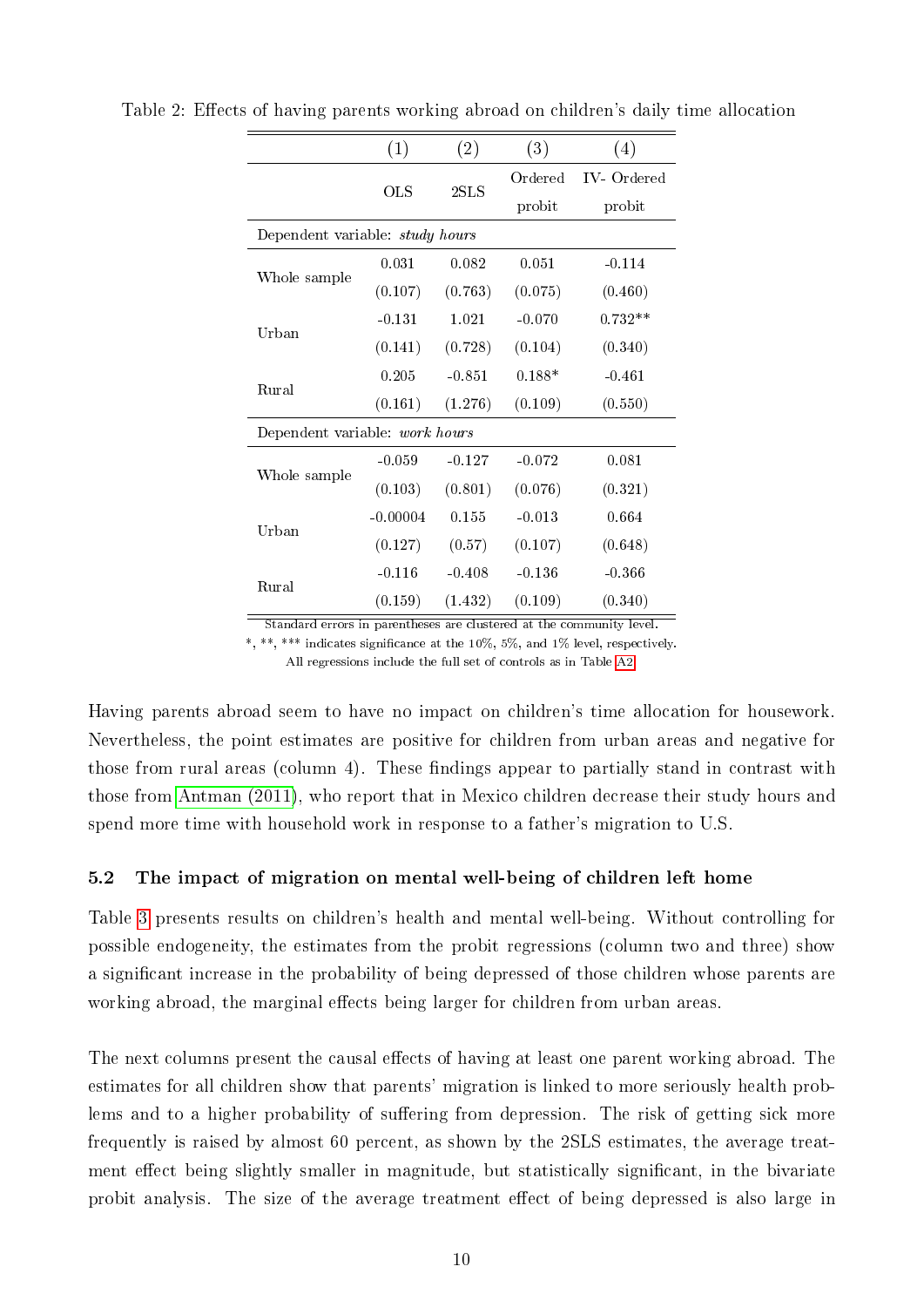Table 2: Effects of having parents working abroad on children's daily time allocation

| | (1) | (2) | (3) | (4) |
|---|---|---|---|---|
| | OLS | 2SLS | Ordered probit | IV- Ordered probit |
| Dependent variable: *study hours* | | | | |
| Whole sample | 0.031 | 0.082 | 0.051 | -0.114 |
| | (0.107) | (0.763) | (0.075) | (0.460) |
| Urban | -0.131 | 1.021 | -0.070 | 0.732** |
| | (0.141) | (0.728) | (0.104) | (0.340) |
| Rural | 0.205 | -0.851 | 0.188* | -0.461 |
| | (0.161) | (1.276) | (0.109) | (0.550) |
| Dependent variable: *work hours* | | | | |
| Whole sample | -0.059 | -0.127 | -0.072 | 0.081 |
| | (0.103) | (0.801) | (0.076) | (0.321) |
| Urban | -0.00004 | 0.155 | -0.013 | 0.664 |
| | (0.127) | (0.57) | (0.107) | (0.648) |
| Rural | -0.116 | -0.408 | -0.136 | -0.366 |
| | (0.159) | (1.432) | (0.109) | (0.340) |

Standard errors in parentheses are clustered at the community level.
*, **, *** indicates significance at the 10%, 5%, and 1% level, respectively.
All regressions include the full set of controls as in Table A2.

Having parents abroad seem to have no impact on children's time allocation for housework. Nevertheless, the point estimates are positive for children from urban areas and negative for those from rural areas (column 4). These findings appear to partially stand in contrast with those from Antman (2011), who report that in Mexico children decrease their study hours and spend more time with household work in response to a father's migration to U.S.

### 5.2 The impact of migration on mental well-being of children left home

Table 3 presents results on children's health and mental well-being. Without controlling for possible endogeneity, the estimates from the probit regressions (column two and three) show a significant increase in the probability of being depressed of those children whose parents are working abroad, the marginal effects being larger for children from urban areas.

The next columns present the causal effects of having at least one parent working abroad. The estimates for all children show that parents' migration is linked to more seriously health problems and to a higher probability of suffering from depression. The risk of getting sick more frequently is raised by almost 60 percent, as shown by the 2SLS estimates, the average treatment effect being slightly smaller in magnitude, but statistically significant, in the bivariate probit analysis. The size of the average treatment effect of being depressed is also large in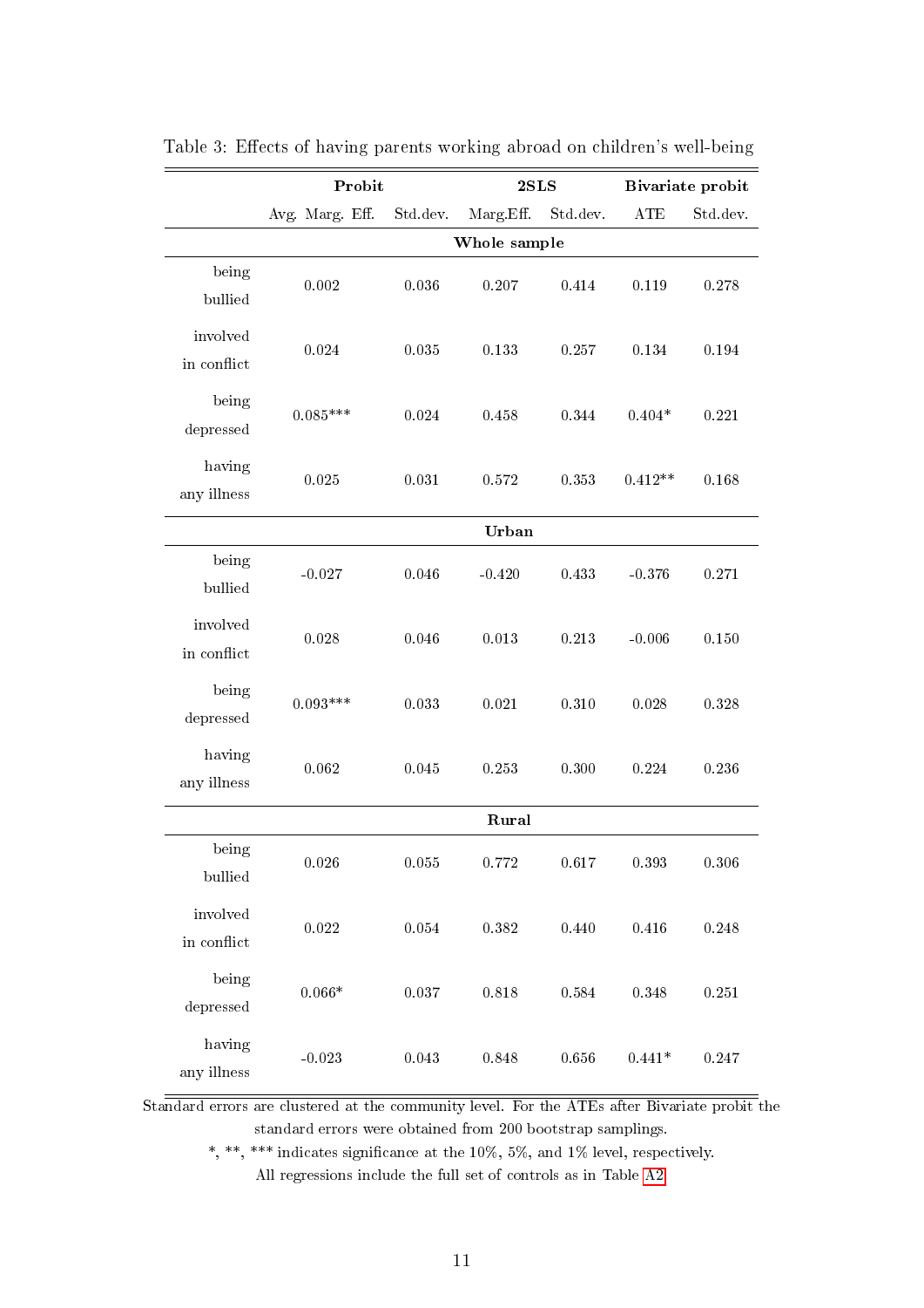Table 3: Effects of having parents working abroad on children's well-being

| | Probit | | 2SLS | | Bivariate probit | |
|---|---|---|---|---|---|---|
| | Avg. Marg. Eff. | Std.dev. | Marg.Eff. | Std.dev. | ATE | Std.dev. |
| **Whole sample** | | | | | | |
| being bullied | 0.002 | 0.036 | 0.207 | 0.414 | 0.119 | 0.278 |
| involved in conflict | 0.024 | 0.035 | 0.133 | 0.257 | 0.134 | 0.194 |
| being depressed | 0.085*** | 0.024 | 0.458 | 0.344 | 0.404* | 0.221 |
| having any illness | 0.025 | 0.031 | 0.572 | 0.353 | 0.412** | 0.168 |
| **Urban** | | | | | | |
| being bullied | -0.027 | 0.046 | -0.420 | 0.433 | -0.376 | 0.271 |
| involved in conflict | 0.028 | 0.046 | 0.013 | 0.213 | -0.006 | 0.150 |
| being depressed | 0.093*** | 0.033 | 0.021 | 0.310 | 0.028 | 0.328 |
| having any illness | 0.062 | 0.045 | 0.253 | 0.300 | 0.224 | 0.236 |
| **Rural** | | | | | | |
| being bullied | 0.026 | 0.055 | 0.772 | 0.617 | 0.393 | 0.306 |
| involved in conflict | 0.022 | 0.054 | 0.382 | 0.440 | 0.416 | 0.248 |
| being depressed | 0.066* | 0.037 | 0.818 | 0.584 | 0.348 | 0.251 |
| having any illness | -0.023 | 0.043 | 0.848 | 0.656 | 0.441* | 0.247 |

Standard errors are clustered at the community level. For the ATEs after Bivariate probit the standard errors were obtained from 200 bootstrap samplings.

*, **, *** indicates significance at the 10%, 5%, and 1% level, respectively.

All regressions include the full set of controls as in Table A2.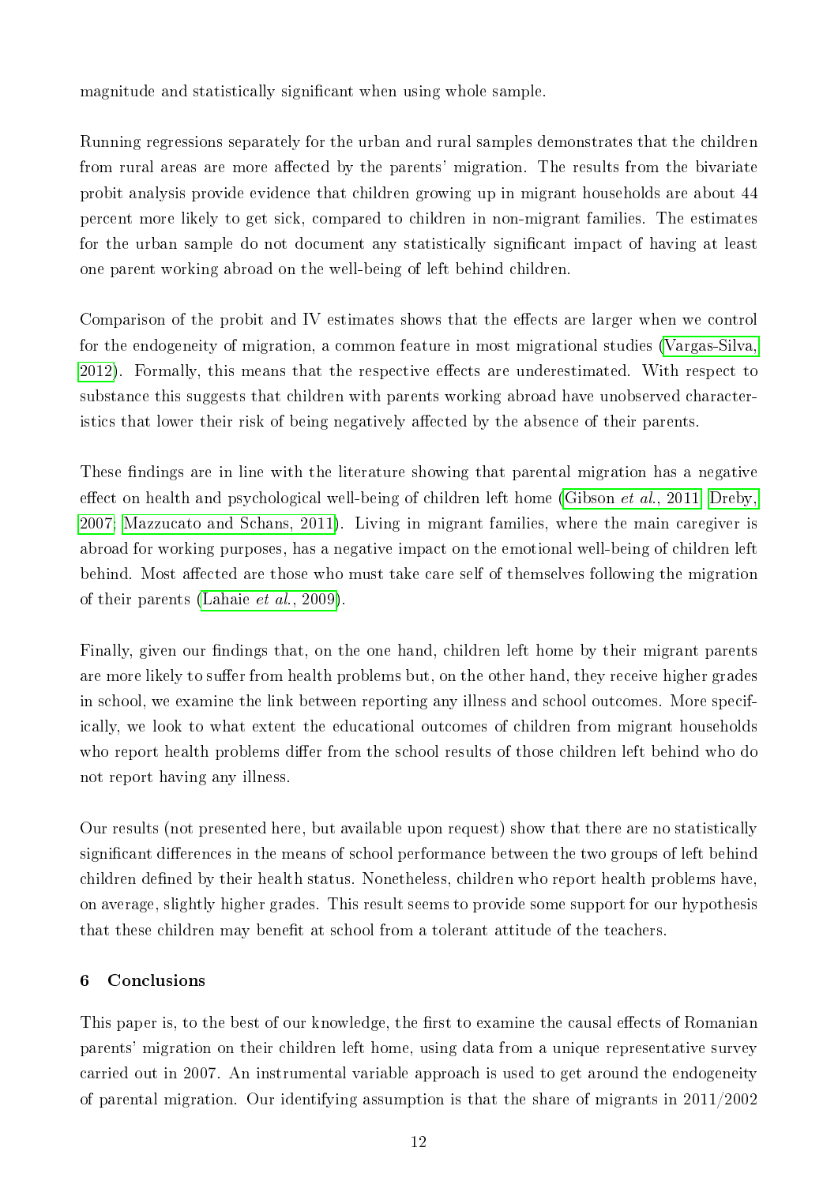magnitude and statistically significant when using whole sample.

Running regressions separately for the urban and rural samples demonstrates that the children from rural areas are more affected by the parents' migration. The results from the bivariate probit analysis provide evidence that children growing up in migrant households are about 44 percent more likely to get sick, compared to children in non-migrant families. The estimates for the urban sample do not document any statistically significant impact of having at least one parent working abroad on the well-being of left behind children.

Comparison of the probit and IV estimates shows that the effects are larger when we control for the endogeneity of migration, a common feature in most migrational studies (Vargas-Silva, 2012). Formally, this means that the respective effects are underestimated. With respect to substance this suggests that children with parents working abroad have unobserved characteristics that lower their risk of being negatively affected by the absence of their parents.

These findings are in line with the literature showing that parental migration has a negative effect on health and psychological well-being of children left home (Gibson *et al.*, 2011; Dreby, 2007; Mazzucato and Schans, 2011). Living in migrant families, where the main caregiver is abroad for working purposes, has a negative impact on the emotional well-being of children left behind. Most affected are those who must take care self of themselves following the migration of their parents (Lahaie *et al.*, 2009).

Finally, given our findings that, on the one hand, children left home by their migrant parents are more likely to suffer from health problems but, on the other hand, they receive higher grades in school, we examine the link between reporting any illness and school outcomes. More specifically, we look to what extent the educational outcomes of children from migrant households who report health problems differ from the school results of those children left behind who do not report having any illness.

Our results (not presented here, but available upon request) show that there are no statistically significant differences in the means of school performance between the two groups of left behind children defined by their health status. Nonetheless, children who report health problems have, on average, slightly higher grades. This result seems to provide some support for our hypothesis that these children may benefit at school from a tolerant attitude of the teachers.

## 6 Conclusions

This paper is, to the best of our knowledge, the first to examine the causal effects of Romanian parents' migration on their children left home, using data from a unique representative survey carried out in 2007. An instrumental variable approach is used to get around the endogeneity of parental migration. Our identifying assumption is that the share of migrants in 2011/2002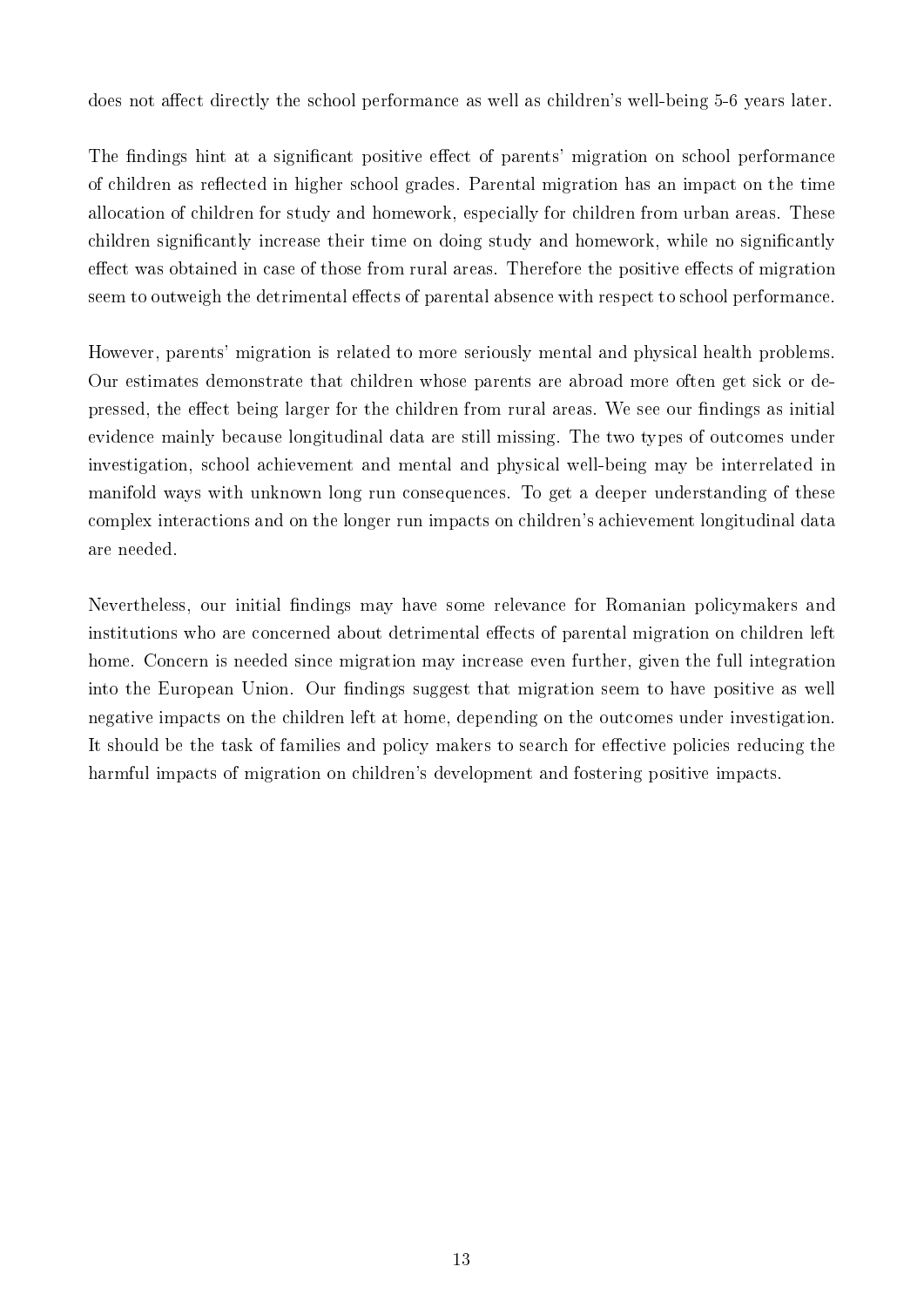does not affect directly the school performance as well as children's well-being 5-6 years later.

The findings hint at a significant positive effect of parents' migration on school performance of children as reflected in higher school grades. Parental migration has an impact on the time allocation of children for study and homework, especially for children from urban areas. These children significantly increase their time on doing study and homework, while no significantly effect was obtained in case of those from rural areas. Therefore the positive effects of migration seem to outweigh the detrimental effects of parental absence with respect to school performance.

However, parents' migration is related to more seriously mental and physical health problems. Our estimates demonstrate that children whose parents are abroad more often get sick or depressed, the effect being larger for the children from rural areas. We see our findings as initial evidence mainly because longitudinal data are still missing. The two types of outcomes under investigation, school achievement and mental and physical well-being may be interrelated in manifold ways with unknown long run consequences. To get a deeper understanding of these complex interactions and on the longer run impacts on children's achievement longitudinal data are needed.

Nevertheless, our initial findings may have some relevance for Romanian policymakers and institutions who are concerned about detrimental effects of parental migration on children left home. Concern is needed since migration may increase even further, given the full integration into the European Union. Our findings suggest that migration seem to have positive as well negative impacts on the children left at home, depending on the outcomes under investigation. It should be the task of families and policy makers to search for effective policies reducing the harmful impacts of migration on children's development and fostering positive impacts.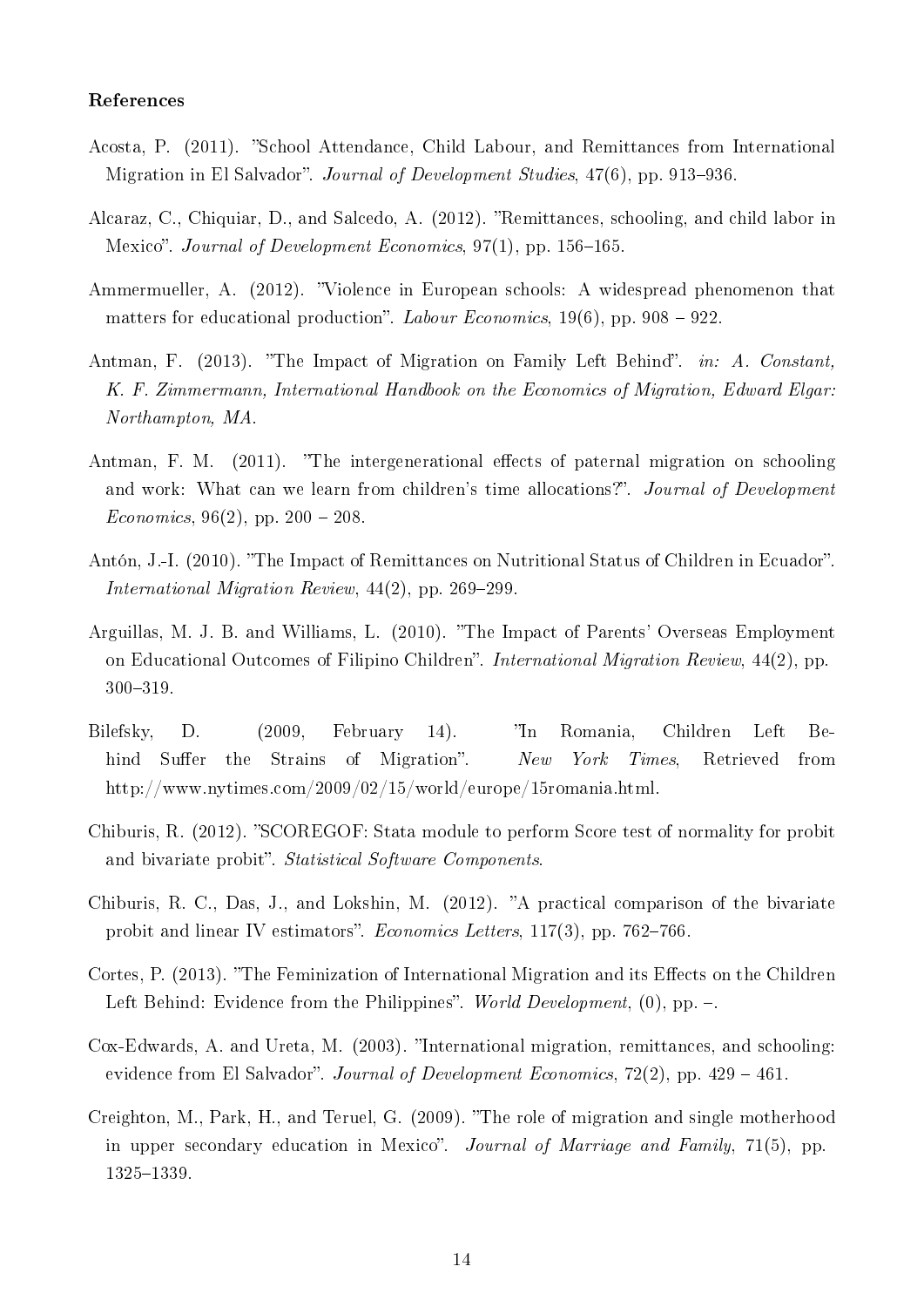### References

Acosta, P. (2011). "School Attendance, Child Labour, and Remittances from International Migration in El Salvador". *Journal of Development Studies*, 47(6), pp. 913–936.

Alcaraz, C., Chiquiar, D., and Salcedo, A. (2012). "Remittances, schooling, and child labor in Mexico". *Journal of Development Economics*, 97(1), pp. 156–165.

Ammermueller, A. (2012). "Violence in European schools: A widespread phenomenon that matters for educational production". *Labour Economics*, 19(6), pp. 908 – 922.

Antman, F. (2013). "The Impact of Migration on Family Left Behind". *in: A. Constant, K. F. Zimmermann, International Handbook on the Economics of Migration, Edward Elgar: Northampton, MA.*

Antman, F. M. (2011). "The intergenerational effects of paternal migration on schooling and work: What can we learn from children's time allocations?". *Journal of Development Economics*, 96(2), pp. 200 – 208.

Antón, J.-I. (2010). "The Impact of Remittances on Nutritional Status of Children in Ecuador". *International Migration Review*, 44(2), pp. 269–299.

Arguillas, M. J. B. and Williams, L. (2010). "The Impact of Parents' Overseas Employment on Educational Outcomes of Filipino Children". *International Migration Review*, 44(2), pp. 300–319.

Bilefsky, D. (2009, February 14). "In Romania, Children Left Behind Suffer the Strains of Migration". *New York Times*, Retrieved from http://www.nytimes.com/2009/02/15/world/europe/15romania.html.

Chiburis, R. (2012). "SCOREGOF: Stata module to perform Score test of normality for probit and bivariate probit". *Statistical Software Components*.

Chiburis, R. C., Das, J., and Lokshin, M. (2012). "A practical comparison of the bivariate probit and linear IV estimators". *Economics Letters*, 117(3), pp. 762–766.

Cortes, P. (2013). "The Feminization of International Migration and its Effects on the Children Left Behind: Evidence from the Philippines". *World Development*, (0), pp. –.

Cox-Edwards, A. and Ureta, M. (2003). "International migration, remittances, and schooling: evidence from El Salvador". *Journal of Development Economics*, 72(2), pp. 429 – 461.

Creighton, M., Park, H., and Teruel, G. (2009). "The role of migration and single motherhood in upper secondary education in Mexico". *Journal of Marriage and Family*, 71(5), pp. 1325–1339.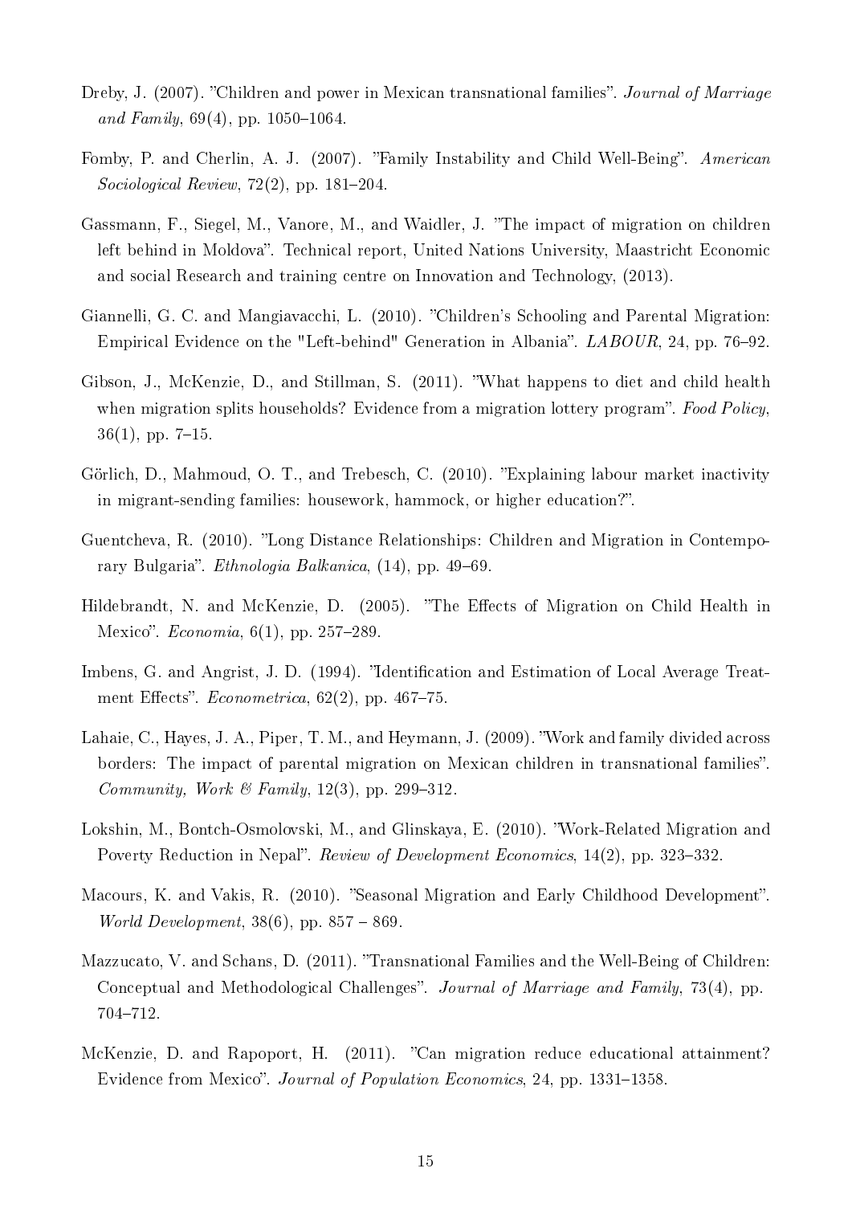Dreby, J. (2007). "Children and power in Mexican transnational families". *Journal of Marriage and Family*, 69(4), pp. 1050–1064.

Fomby, P. and Cherlin, A. J. (2007). "Family Instability and Child Well-Being". *American Sociological Review*, 72(2), pp. 181–204.

Gassmann, F., Siegel, M., Vanore, M., and Waidler, J. "The impact of migration on children left behind in Moldova". Technical report, United Nations University, Maastricht Economic and social Research and training centre on Innovation and Technology, (2013).

Giannelli, G. C. and Mangiavacchi, L. (2010). "Children's Schooling and Parental Migration: Empirical Evidence on the "Left-behind" Generation in Albania". *LABOUR*, 24, pp. 76–92.

Gibson, J., McKenzie, D., and Stillman, S. (2011). "What happens to diet and child health when migration splits households? Evidence from a migration lottery program". *Food Policy*, 36(1), pp. 7–15.

Görlich, D., Mahmoud, O. T., and Trebesch, C. (2010). "Explaining labour market inactivity in migrant-sending families: housework, hammock, or higher education?".

Guentcheva, R. (2010). "Long Distance Relationships: Children and Migration in Contemporary Bulgaria". *Ethnologia Balkanica*, (14), pp. 49–69.

Hildebrandt, N. and McKenzie, D. (2005). "The Effects of Migration on Child Health in Mexico". *Economia*, 6(1), pp. 257–289.

Imbens, G. and Angrist, J. D. (1994). "Identification and Estimation of Local Average Treatment Effects". *Econometrica*, 62(2), pp. 467–75.

Lahaie, C., Hayes, J. A., Piper, T. M., and Heymann, J. (2009). "Work and family divided across borders: The impact of parental migration on Mexican children in transnational families". *Community, Work & Family*, 12(3), pp. 299–312.

Lokshin, M., Bontch-Osmolovski, M., and Glinskaya, E. (2010). "Work-Related Migration and Poverty Reduction in Nepal". *Review of Development Economics*, 14(2), pp. 323–332.

Macours, K. and Vakis, R. (2010). "Seasonal Migration and Early Childhood Development". *World Development*, 38(6), pp. 857 – 869.

Mazzucato, V. and Schans, D. (2011). "Transnational Families and the Well-Being of Children: Conceptual and Methodological Challenges". *Journal of Marriage and Family*, 73(4), pp. 704–712.

McKenzie, D. and Rapoport, H. (2011). "Can migration reduce educational attainment? Evidence from Mexico". *Journal of Population Economics*, 24, pp. 1331–1358.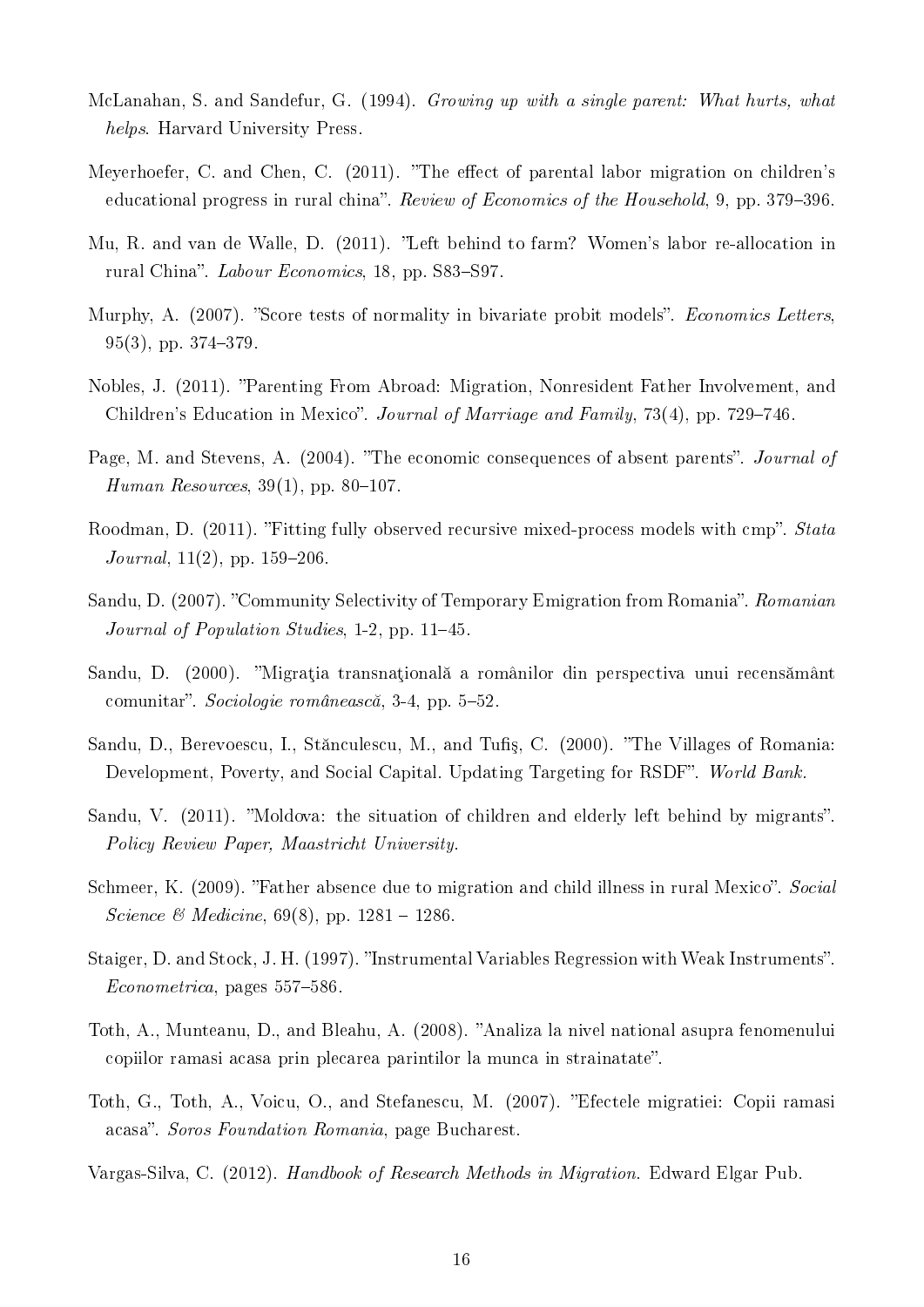McLanahan, S. and Sandefur, G. (1994). *Growing up with a single parent: What hurts, what helps*. Harvard University Press.

Meyerhoefer, C. and Chen, C. (2011). "The effect of parental labor migration on children's educational progress in rural china". *Review of Economics of the Household*, 9, pp. 379–396.

Mu, R. and van de Walle, D. (2011). "Left behind to farm? Women's labor re-allocation in rural China". *Labour Economics*, 18, pp. S83–S97.

Murphy, A. (2007). "Score tests of normality in bivariate probit models". *Economics Letters*, 95(3), pp. 374–379.

Nobles, J. (2011). "Parenting From Abroad: Migration, Nonresident Father Involvement, and Children's Education in Mexico". *Journal of Marriage and Family*, 73(4), pp. 729–746.

Page, M. and Stevens, A. (2004). "The economic consequences of absent parents". *Journal of Human Resources*, 39(1), pp. 80–107.

Roodman, D. (2011). "Fitting fully observed recursive mixed-process models with cmp". *Stata Journal*, 11(2), pp. 159–206.

Sandu, D. (2007). "Community Selectivity of Temporary Emigration from Romania". *Romanian Journal of Population Studies*, 1-2, pp. 11–45.

Sandu, D. (2000). "Migraţia transnaţională a românilor din perspectiva unui recensământ comunitar". *Sociologie românească*, 3-4, pp. 5–52.

Sandu, D., Berevoescu, I., Stănculescu, M., and Tufiş, C. (2000). "The Villages of Romania: Development, Poverty, and Social Capital. Updating Targeting for RSDF". *World Bank*.

Sandu, V. (2011). "Moldova: the situation of children and elderly left behind by migrants". *Policy Review Paper, Maastricht University*.

Schmeer, K. (2009). "Father absence due to migration and child illness in rural Mexico". *Social Science & Medicine*, 69(8), pp. 1281 – 1286.

Staiger, D. and Stock, J. H. (1997). "Instrumental Variables Regression with Weak Instruments". *Econometrica*, pages 557–586.

Toth, A., Munteanu, D., and Bleahu, A. (2008). "Analiza la nivel national asupra fenomenului copiilor ramasi acasa prin plecarea parintilor la munca in strainatate".

Toth, G., Toth, A., Voicu, O., and Stefanescu, M. (2007). "Efectele migratiei: Copii ramasi acasa". *Soros Foundation Romania*, page Bucharest.

Vargas-Silva, C. (2012). *Handbook of Research Methods in Migration*. Edward Elgar Pub.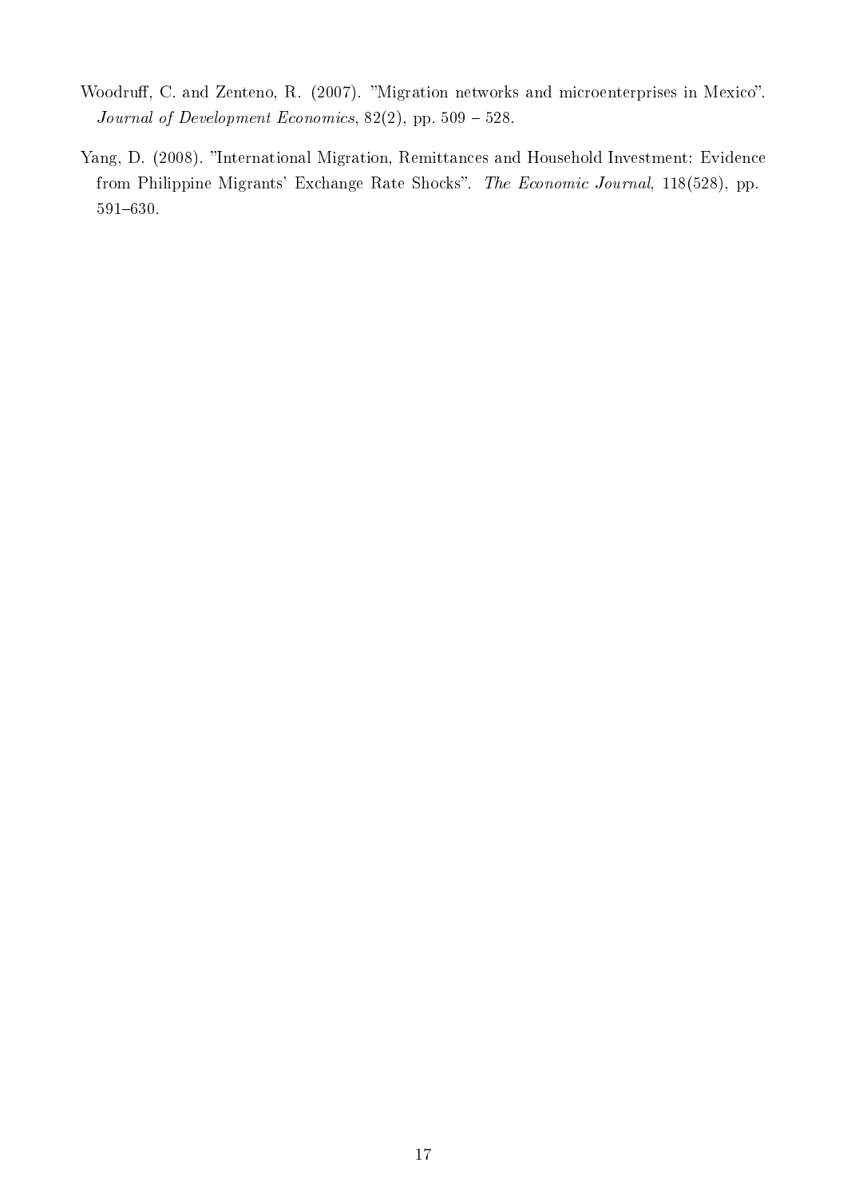Woodruff, C. and Zenteno, R. (2007). "Migration networks and microenterprises in Mexico". *Journal of Development Economics*, 82(2), pp. 509 – 528.

Yang, D. (2008). "International Migration, Remittances and Household Investment: Evidence from Philippine Migrants' Exchange Rate Shocks". *The Economic Journal*, 118(528), pp. 591–630.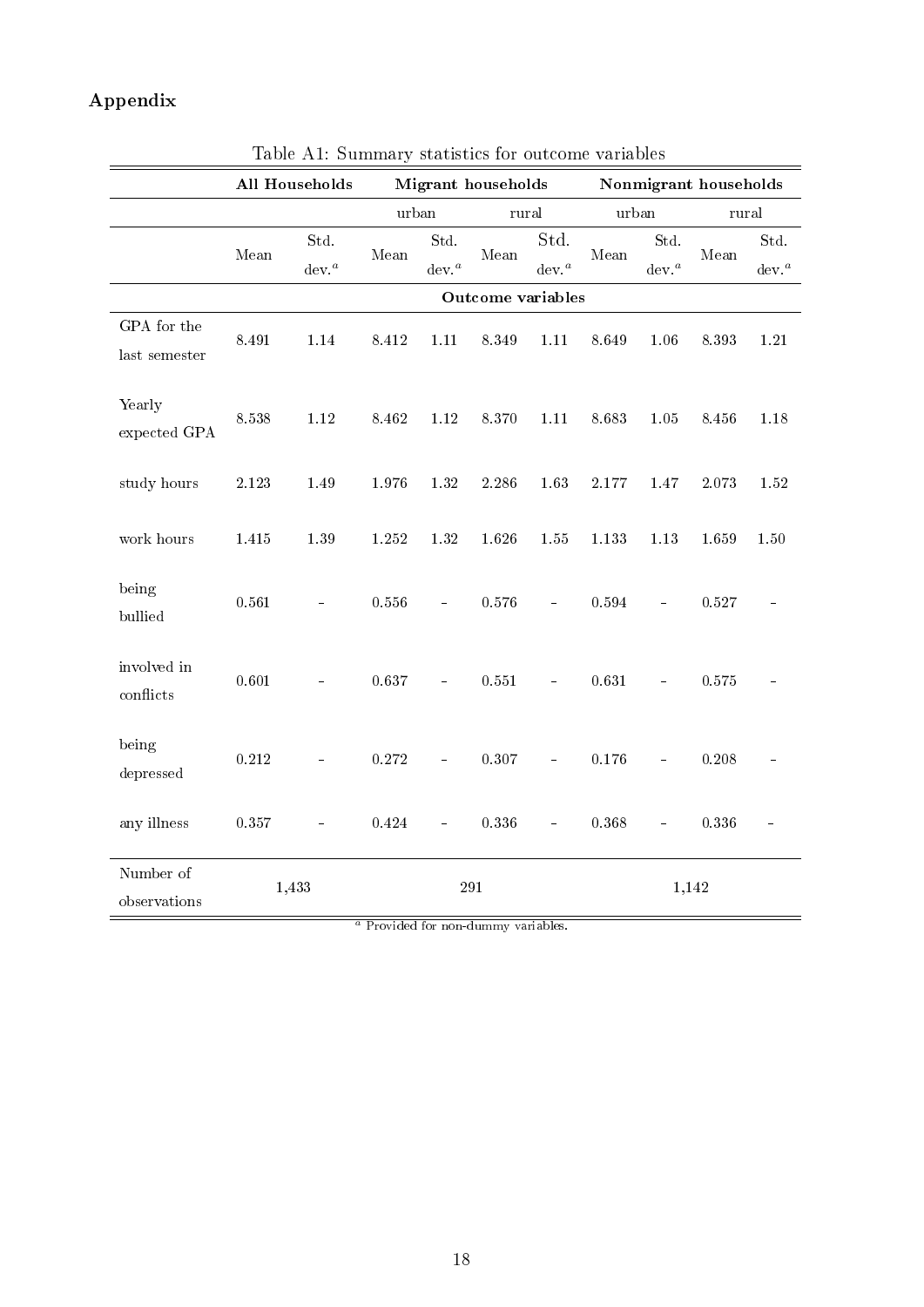## Appendix

Table A1: Summary statistics for outcome variables

| | **All Households** | | **Migrant households** | | | | **Nonmigrant households** | | | |
|---|---|---|---|---|---|---|---|---|---|---|
| | | | urban | | rural | | urban | | rural | |
| | Mean | Std. dev.[a] | Mean | Std. dev.[a] | Mean | Std. dev.[a] | Mean | Std. dev.[a] | Mean | Std. dev.[a] |
| | **Outcome variables** | | | | | | | | | |
| GPA for the last semester | 8.491 | 1.14 | 8.412 | 1.11 | 8.349 | 1.11 | 8.649 | 1.06 | 8.393 | 1.21 |
| Yearly expected GPA | 8.538 | 1.12 | 8.462 | 1.12 | 8.370 | 1.11 | 8.683 | 1.05 | 8.456 | 1.18 |
| study hours | 2.123 | 1.49 | 1.976 | 1.32 | 2.286 | 1.63 | 2.177 | 1.47 | 2.073 | 1.52 |
| work hours | 1.415 | 1.39 | 1.252 | 1.32 | 1.626 | 1.55 | 1.133 | 1.13 | 1.659 | 1.50 |
| being bullied | 0.561 | - | 0.556 | - | 0.576 | - | 0.594 | - | 0.527 | - |
| involved in conflicts | 0.601 | - | 0.637 | - | 0.551 | - | 0.631 | - | 0.575 | - |
| being depressed | 0.212 | - | 0.272 | - | 0.307 | - | 0.176 | - | 0.208 | - |
| any illness | 0.357 | - | 0.424 | - | 0.336 | - | 0.368 | - | 0.336 | - |
| Number of observations | 1,433 | | 291 | | | | 1,142 | | | |

[a] Provided for non-dummy variables.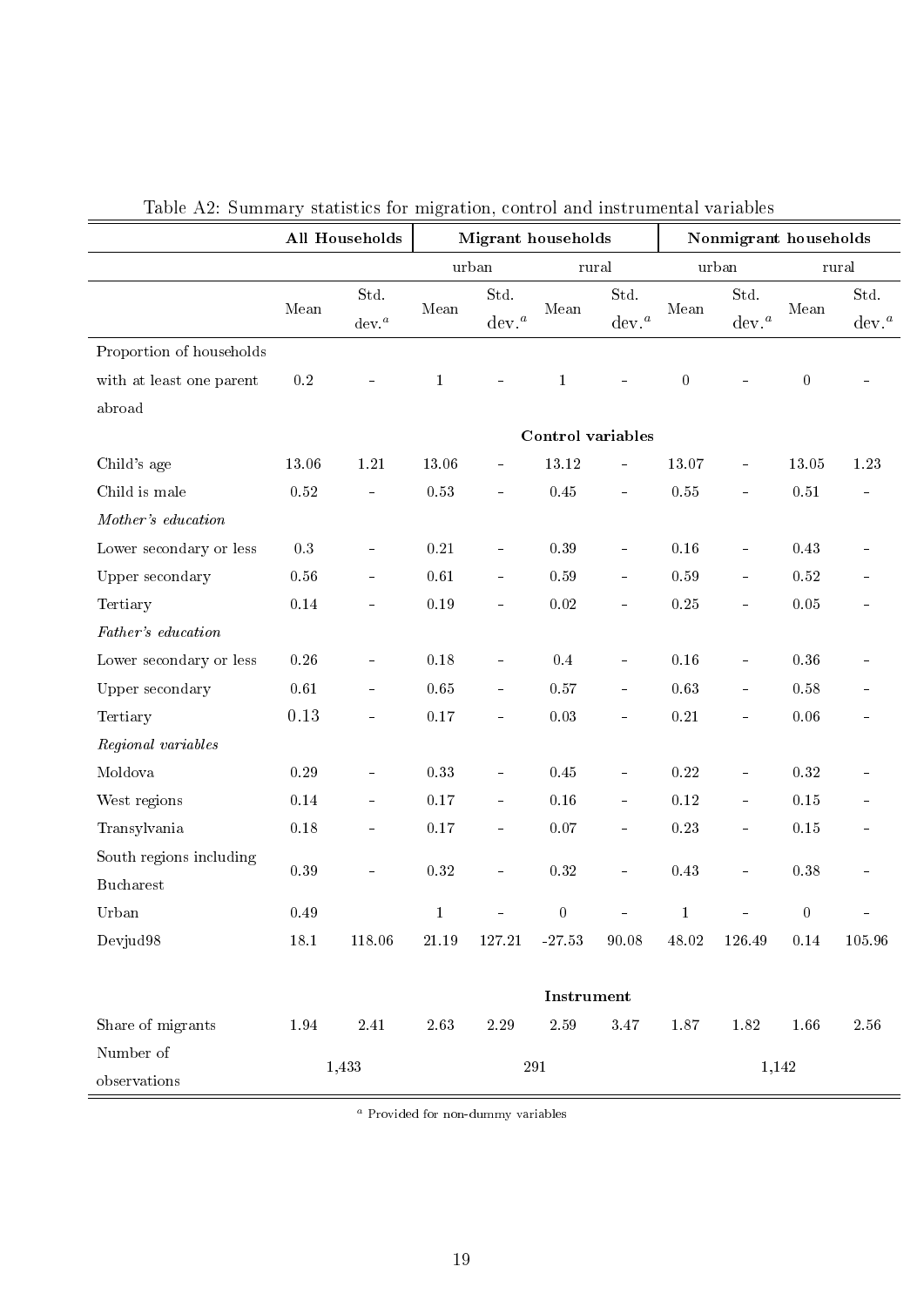Table A2: Summary statistics for migration, control and instrumental variables

| | **All Households** | | **Migrant households** | | | | **Nonmigrant households** | | | |
|---|---|---|---|---|---|---|---|---|---|---|
| | | | urban | | rural | | urban | | rural | |
| | Mean | Std. dev.[a] | Mean | Std. dev.[a] | Mean | Std. dev.[a] | Mean | Std. dev.[a] | Mean | Std. dev.[a] |
| Proportion of households with at least one parent abroad | 0.2 | - | 1 | - | 1 | - | 0 | - | 0 | - |
| | | | | | **Control variables** | | | | | |
| Child's age | 13.06 | 1.21 | 13.06 | - | 13.12 | - | 13.07 | - | 13.05 | 1.23 |
| Child is male | 0.52 | - | 0.53 | - | 0.45 | - | 0.55 | - | 0.51 | - |
| *Mother's education* | | | | | | | | | | |
| Lower secondary or less | 0.3 | - | 0.21 | - | 0.39 | - | 0.16 | - | 0.43 | - |
| Upper secondary | 0.56 | - | 0.61 | - | 0.59 | - | 0.59 | - | 0.52 | - |
| Tertiary | 0.14 | - | 0.19 | - | 0.02 | - | 0.25 | - | 0.05 | - |
| *Father's education* | | | | | | | | | | |
| Lower secondary or less | 0.26 | - | 0.18 | - | 0.4 | - | 0.16 | - | 0.36 | - |
| Upper secondary | 0.61 | - | 0.65 | - | 0.57 | - | 0.63 | - | 0.58 | - |
| Tertiary | 0.13 | - | 0.17 | - | 0.03 | - | 0.21 | - | 0.06 | - |
| *Regional variables* | | | | | | | | | | |
| Moldova | 0.29 | - | 0.33 | - | 0.45 | - | 0.22 | - | 0.32 | - |
| West regions | 0.14 | - | 0.17 | - | 0.16 | - | 0.12 | - | 0.15 | - |
| Transylvania | 0.18 | - | 0.17 | - | 0.07 | - | 0.23 | - | 0.15 | - |
| South regions including Bucharest | 0.39 | - | 0.32 | - | 0.32 | - | 0.43 | - | 0.38 | - |
| Urban | 0.49 | | 1 | - | 0 | - | 1 | - | 0 | - |
| Devjud98 | 18.1 | 118.06 | 21.19 | 127.21 | -27.53 | 90.08 | 48.02 | 126.49 | 0.14 | 105.96 |
| | | | | | **Instrument** | | | | | |
| Share of migrants | 1.94 | 2.41 | 2.63 | 2.29 | 2.59 | 3.47 | 1.87 | 1.82 | 1.66 | 2.56 |
| Number of observations | 1,433 | | 291 | | | | 1,142 | | | |

[a] Provided for non-dummy variables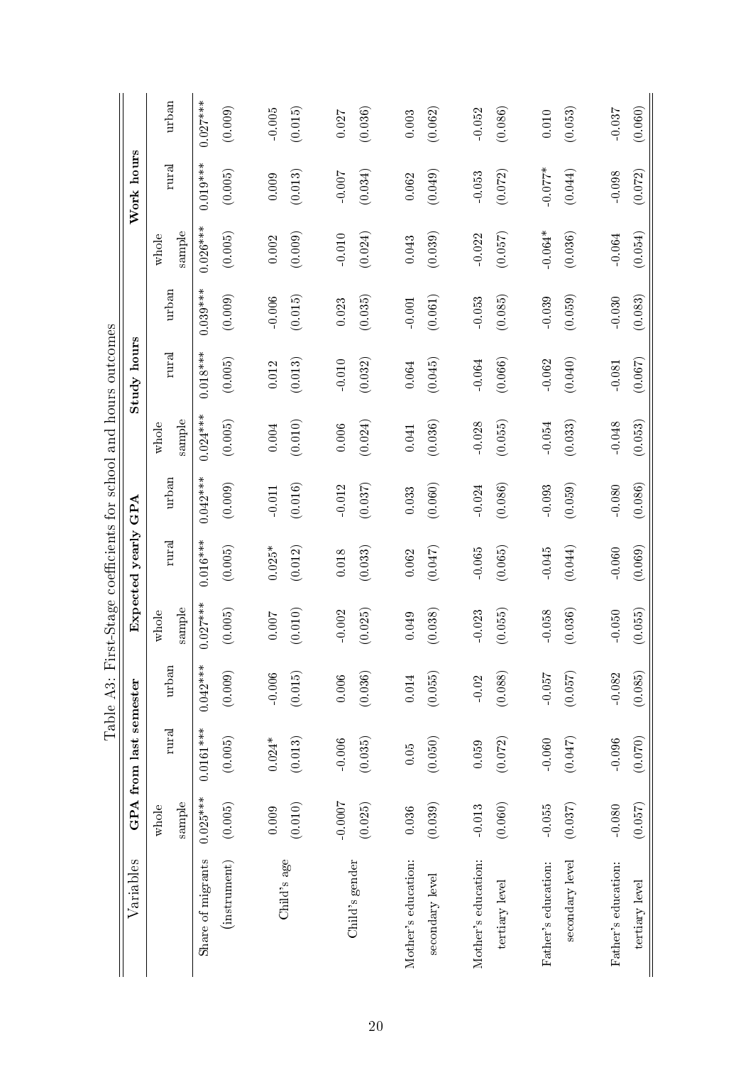Table A3: First-Stage coefficients for school and hours outcomes

| Variables | GPA from last semester | | | Expected yearly GPA | | | Study hours | | | Work hours | | |
|---|---|---|---|---|---|---|---|---|---|---|---|---|
| | whole sample | rural | urban | whole sample | rural | urban | whole sample | rural | urban | whole sample | rural | urban |
| Share of migrants | 0.025*** | 0.0161*** | 0.042*** | 0.027*** | 0.016*** | 0.042*** | 0.024*** | 0.018*** | 0.039*** | 0.026*** | 0.019*** | 0.027*** |
| (instrument) | (0.005) | (0.005) | (0.009) | (0.005) | (0.005) | (0.009) | (0.005) | (0.005) | (0.009) | (0.005) | (0.005) | (0.009) |
| Child's age | 0.009 | 0.024* | -0.006 | 0.007 | 0.025* | -0.011 | 0.004 | 0.012 | -0.006 | 0.002 | 0.009 | -0.005 |
| | (0.010) | (0.013) | (0.015) | (0.010) | (0.012) | (0.016) | (0.010) | (0.013) | (0.015) | (0.009) | (0.013) | (0.015) |
| Child's gender | -0.0007 | -0.006 | 0.006 | -0.002 | 0.018 | -0.012 | 0.006 | -0.010 | 0.023 | -0.010 | -0.007 | 0.027 |
| | (0.025) | (0.035) | (0.036) | (0.025) | (0.033) | (0.037) | (0.024) | (0.032) | (0.035) | (0.024) | (0.034) | (0.036) |
| Mother's education: | 0.036 | 0.05 | 0.014 | 0.049 | 0.062 | 0.033 | 0.041 | 0.064 | -0.001 | 0.043 | 0.062 | 0.003 |
| secondary level | (0.039) | (0.050) | (0.055) | (0.038) | (0.047) | (0.060) | (0.036) | (0.045) | (0.061) | (0.039) | (0.049) | (0.062) |
| Mother's education: | -0.013 | 0.059 | -0.02 | -0.023 | -0.065 | -0.024 | -0.028 | -0.064 | -0.053 | -0.022 | -0.053 | -0.052 |
| tertiary level | (0.060) | (0.072) | (0.088) | (0.055) | (0.065) | (0.086) | (0.055) | (0.066) | (0.085) | (0.057) | (0.072) | (0.086) |
| Father's education: | -0.055 | -0.060 | -0.057 | -0.058 | -0.045 | -0.093 | -0.054 | -0.062 | -0.039 | -0.064* | -0.077* | 0.010 |
| secondary level | (0.037) | (0.047) | (0.057) | (0.036) | (0.044) | (0.059) | (0.033) | (0.040) | (0.059) | (0.036) | (0.044) | (0.053) |
| Father's education: | -0.080 | -0.096 | -0.082 | -0.050 | -0.060 | -0.080 | -0.048 | -0.081 | -0.030 | -0.064 | -0.098 | -0.037 |
| tertiary level | (0.057) | (0.070) | (0.085) | (0.055) | (0.069) | (0.086) | (0.053) | (0.067) | (0.083) | (0.054) | (0.072) | (0.060) |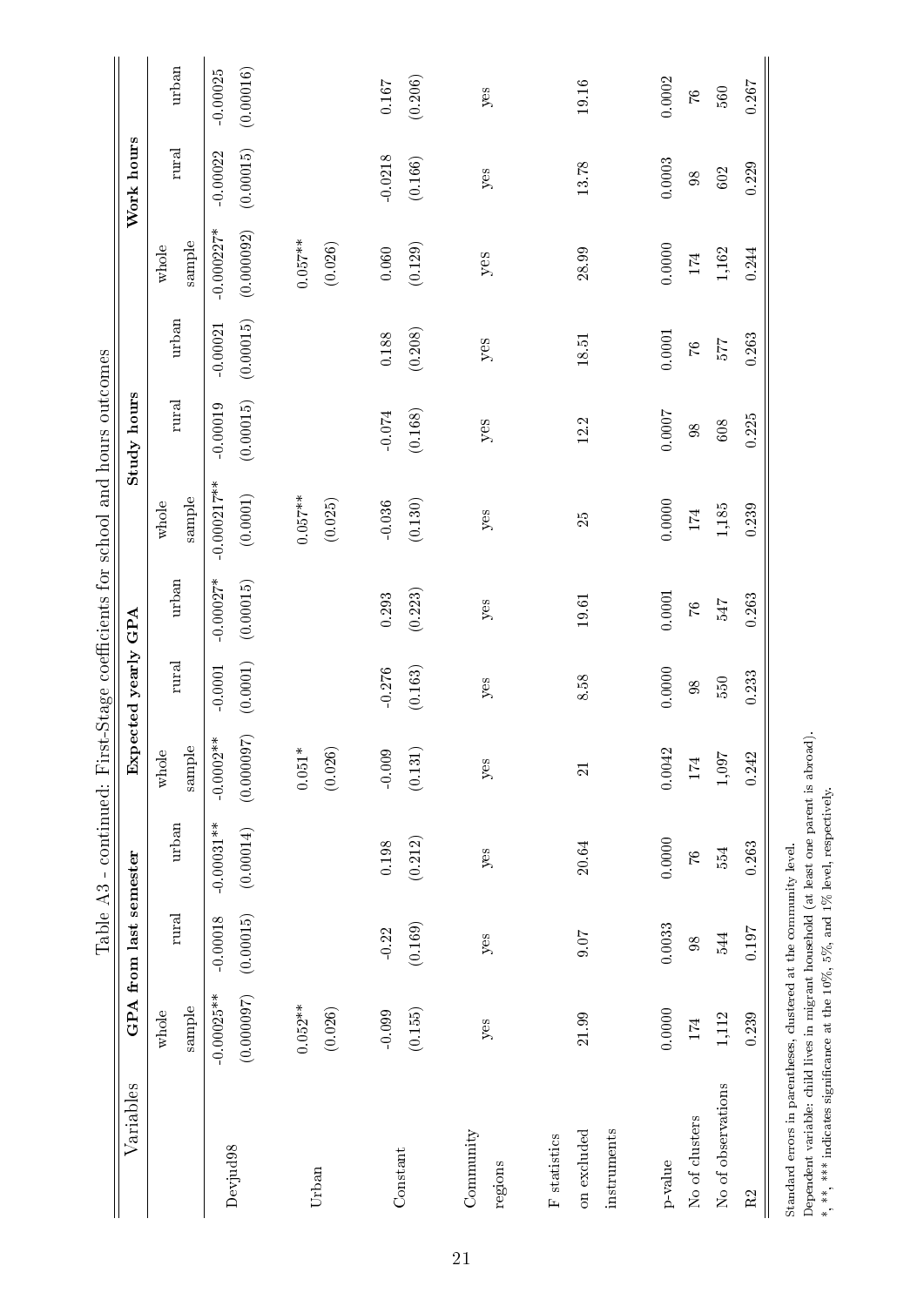Table A3 - continued: First-Stage coefficients for school and hours outcomes

| Variables | GPA from last semester | | | Expected yearly GPA | | | Study hours | | | Work hours | | |
|---|---|---|---|---|---|---|---|---|---|---|---|---|
| | whole sample | rural | urban | whole sample | rural | urban | whole sample | rural | urban | whole sample | rural | urban |
| Devjud98 | -0.00025** | -0.00018 | -0.00031** | -0.0002** | -0.0001 | -0.00027* | -0.000217** | -0.00019 | -0.00021 | -0.000227* | -0.00022 | -0.00025 |
| | (0.000097) | (0.00015) | (0.00014) | (0.000097) | (0.0001) | (0.00015) | (0.0001) | (0.00015) | (0.00015) | (0.000092) | (0.00015) | (0.00016) |
| Urban | 0.052** | | | 0.051* | | | 0.057** | | | 0.057** | | |
| | (0.026) | | | (0.026) | | | (0.025) | | | (0.026) | | |
| Constant | -0.099 | -0.22 | 0.198 | -0.009 | -0.276 | 0.293 | -0.036 | -0.074 | 0.188 | 0.060 | -0.0218 | 0.167 |
| | (0.155) | (0.169) | (0.212) | (0.131) | (0.163) | (0.223) | (0.130) | (0.168) | (0.208) | (0.129) | (0.166) | (0.206) |
| Community regions | yes | yes | yes | yes | yes | yes | yes | yes | yes | yes | yes | yes |
| F statistics on excluded instruments | 21.99 | 9.07 | 20.64 | 21 | 8.58 | 19.61 | 25 | 12.2 | 18.51 | 28.99 | 13.78 | 19.16 |
| p-value | 0.0000 | 0.0033 | 0.0000 | 0.0042 | 0.0000 | 0.0001 | 0.0000 | 0.0007 | 0.0001 | 0.0000 | 0.0003 | 0.0002 |
| No of clusters | 174 | 98 | 76 | 174 | 98 | 76 | 174 | 98 | 76 | 174 | 98 | 76 |
| No of observations | 1,112 | 544 | 554 | 1,097 | 550 | 547 | 1,185 | 608 | 577 | 1,162 | 602 | 560 |
| R2 | 0.239 | 0.197 | 0.263 | 0.242 | 0.233 | 0.263 | 0.239 | 0.225 | 0.263 | 0.244 | 0.229 | 0.267 |

Standard errors in parentheses, clustered at the community level.
Dependent variable: child lives in migrant household (at least one parent is abroad).
*, **, *** indicates significance at the 10%, 5%, and 1% level, respectively.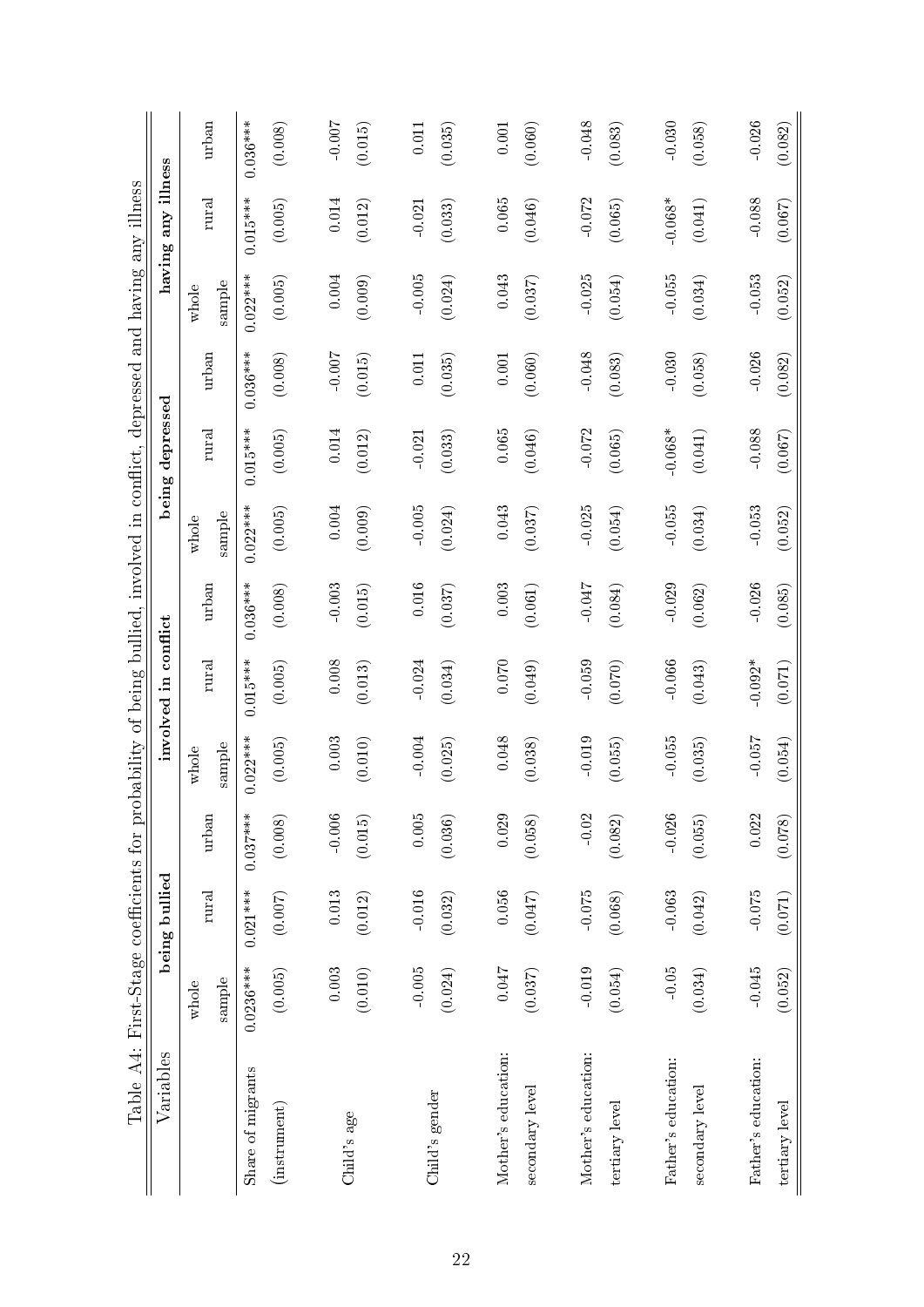Table A4: First-Stage coefficients for probability of being bullied, involved in conflict, depressed and having any illness

| Variables | being bullied | | | involved in conflict | | | being depressed | | | having any illness | | |
|---|---|---|---|---|---|---|---|---|---|---|---|---|
| | whole sample | rural | urban | whole sample | rural | urban | whole sample | rural | urban | whole sample | rural | urban |
| Share of migrants | 0.0236*** | 0.021*** | 0.037*** | 0.022*** | 0.015*** | 0.036*** | 0.022*** | 0.015*** | 0.036*** | 0.022*** | 0.015*** | 0.036*** |
| (instrument) | (0.005) | (0.007) | (0.008) | (0.005) | (0.005) | (0.008) | (0.005) | (0.005) | (0.008) | (0.005) | (0.005) | (0.008) |
| Child's age | 0.003 | 0.013 | -0.006 | 0.003 | 0.008 | -0.003 | 0.004 | 0.014 | -0.007 | 0.004 | 0.014 | -0.007 |
| | (0.010) | (0.012) | (0.015) | (0.010) | (0.013) | (0.015) | (0.009) | (0.012) | (0.015) | (0.009) | (0.012) | (0.015) |
| Child's gender | -0.005 | -0.016 | 0.005 | -0.004 | -0.024 | 0.016 | -0.005 | -0.021 | 0.011 | -0.005 | -0.021 | 0.011 |
| | (0.024) | (0.032) | (0.036) | (0.025) | (0.034) | (0.037) | (0.024) | (0.033) | (0.035) | (0.024) | (0.033) | (0.035) |
| Mother's education: | 0.047 | 0.056 | 0.029 | 0.048 | 0.070 | 0.003 | 0.043 | 0.065 | 0.001 | 0.043 | 0.065 | 0.001 |
| secondary level | (0.037) | (0.047) | (0.058) | (0.038) | (0.049) | (0.061) | (0.037) | (0.046) | (0.060) | (0.037) | (0.046) | (0.060) |
| Mother's education: | -0.019 | -0.075 | -0.02 | -0.019 | -0.059 | -0.047 | -0.025 | -0.072 | -0.048 | -0.025 | -0.072 | -0.048 |
| tertiary level | (0.054) | (0.068) | (0.082) | (0.055) | (0.070) | (0.084) | (0.054) | (0.065) | (0.083) | (0.054) | (0.065) | (0.083) |
| Father's education: | -0.05 | -0.063 | -0.026 | -0.055 | -0.066 | -0.029 | -0.055 | -0.068* | -0.030 | -0.055 | -0.068* | -0.030 |
| secondary level | (0.034) | (0.042) | (0.055) | (0.035) | (0.043) | (0.062) | (0.034) | (0.041) | (0.058) | (0.034) | (0.041) | (0.058) |
| Father's education: | -0.045 | -0.075 | 0.022 | -0.057 | -0.092* | -0.026 | -0.053 | -0.088 | -0.026 | -0.053 | -0.088 | -0.026 |
| tertiary level | (0.052) | (0.071) | (0.078) | (0.054) | (0.071) | (0.085) | (0.052) | (0.067) | (0.082) | (0.052) | (0.067) | (0.082) |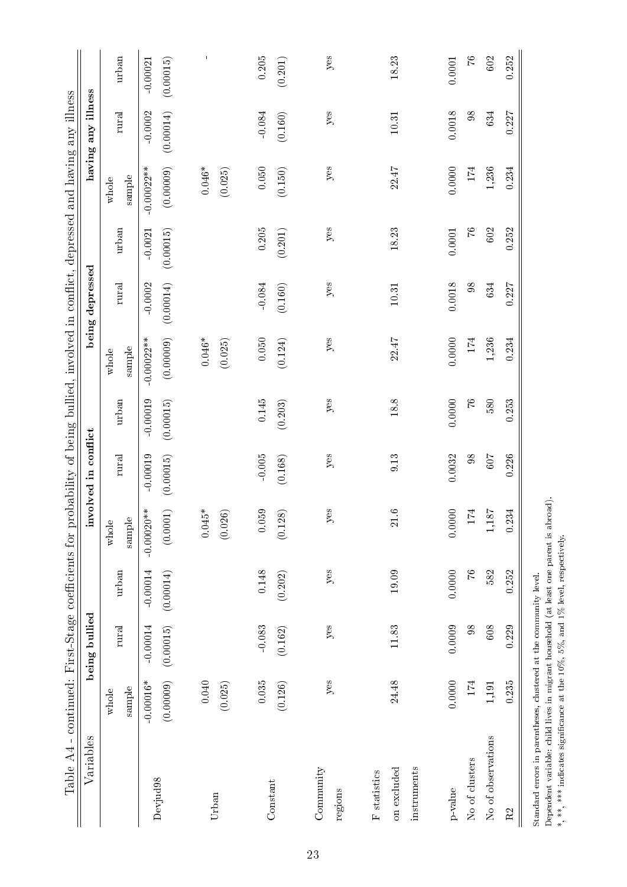Table A4 - continued: First-Stage coefficients for probability of being bullied, involved in conflict, depressed and having any illness

| Variables | being bullied | | | involved in conflict | | | being depressed | | | having any illness | | |
|---|---|---|---|---|---|---|---|---|---|---|---|---|
| | whole sample | rural | urban | whole sample | rural | urban | whole sample | rural | urban | whole sample | rural | urban |
| Devjud98 | -0.00016* | -0.00014 | -0.00014 | -0.00020** | -0.00019 | -0.00019 | -0.00022** | -0.0002 | -0.0021 | -0.00022** | -0.0002 | -0.00021 |
| | (0.00009) | (0.00015) | (0.00014) | (0.0001) | (0.00015) | (0.00015) | (0.00009) | (0.00014) | (0.00015) | (0.0009) | (0.00014) | (0.00015) |
| Urban | 0.040 | | | 0.045* | | | 0.046* | | | 0.046* | | - |
| | (0.025) | | | (0.026) | | | (0.025) | | | (0.025) | | |
| Constant | 0.035 | -0.083 | 0.148 | 0.059 | -0.005 | 0.145 | 0.050 | -0.084 | 0.205 | 0.050 | -0.084 | 0.205 |
| | (0.126) | (0.162) | (0.202) | (0.128) | (0.168) | (0.203) | (0.124) | (0.160) | (0.201) | (0.150) | (0.160) | (0.201) |
| Community regions | yes | yes | yes | yes | yes | yes | yes | yes | yes | yes | yes | yes |
| F statistics on excluded instruments | 24.48 | 11.83 | 19.09 | 21.6 | 9.13 | 18.8 | 22.47 | 10.31 | 18.23 | 22.47 | 10.31 | 18.23 |
| p-value | 0.0000 | 0.0009 | 0.0000 | 0.0000 | 0.0032 | 0.0000 | 0.0000 | 0.0018 | 0.0001 | 0.0000 | 0.0018 | 0.0001 |
| No of clusters | 174 | 98 | 76 | 174 | 98 | 76 | 174 | 98 | 76 | 174 | 98 | 76 |
| No of observations | 1,191 | 608 | 582 | 1,187 | 607 | 580 | 1,236 | 634 | 602 | 1,236 | 634 | 602 |
| R2 | 0.235 | 0.229 | 0.252 | 0.234 | 0.226 | 0.253 | 0.234 | 0.227 | 0.252 | 0.234 | 0.227 | 0.252 |

Standard errors in parentheses, clustered at the community level.
Dependent variable: child lives in migrant household (at least one parent is abroad).
*, **, *** indicates significance at the 10%, 5%, and 1% level, respectively.